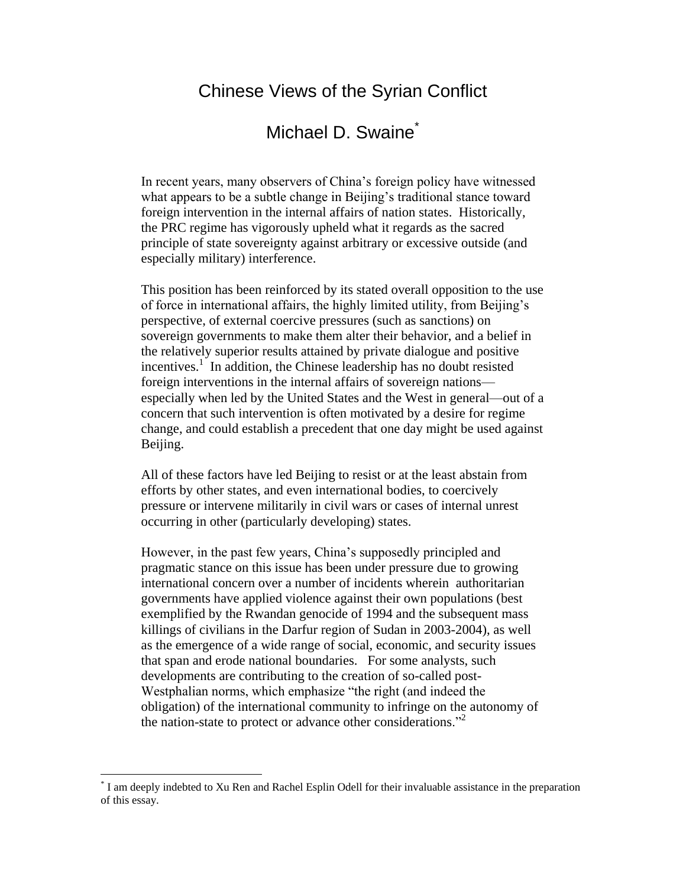# Chinese Views of the Syrian Conflict

## Michael D. Swaine[*]

In recent years, many observers of China's foreign policy have witnessed what appears to be a subtle change in Beijing's traditional stance toward foreign intervention in the internal affairs of nation states. Historically, the PRC regime has vigorously upheld what it regards as the sacred principle of state sovereignty against arbitrary or excessive outside (and especially military) interference.

This position has been reinforced by its stated overall opposition to the use of force in international affairs, the highly limited utility, from Beijing's perspective, of external coercive pressures (such as sanctions) on sovereign governments to make them alter their behavior, and a belief in the relatively superior results attained by private dialogue and positive incentives.[1] In addition, the Chinese leadership has no doubt resisted foreign interventions in the internal affairs of sovereign nations—especially when led by the United States and the West in general—out of a concern that such intervention is often motivated by a desire for regime change, and could establish a precedent that one day might be used against Beijing.

All of these factors have led Beijing to resist or at the least abstain from efforts by other states, and even international bodies, to coercively pressure or intervene militarily in civil wars or cases of internal unrest occurring in other (particularly developing) states.

However, in the past few years, China's supposedly principled and pragmatic stance on this issue has been under pressure due to growing international concern over a number of incidents wherein authoritarian governments have applied violence against their own populations (best exemplified by the Rwandan genocide of 1994 and the subsequent mass killings of civilians in the Darfur region of Sudan in 2003-2004), as well as the emergence of a wide range of social, economic, and security issues that span and erode national boundaries. For some analysts, such developments are contributing to the creation of so-called post-Westphalian norms, which emphasize "the right (and indeed the obligation) of the international community to infringe on the autonomy of the nation-state to protect or advance other considerations."[2]

---

[*] I am deeply indebted to Xu Ren and Rachel Esplin Odell for their invaluable assistance in the preparation of this essay.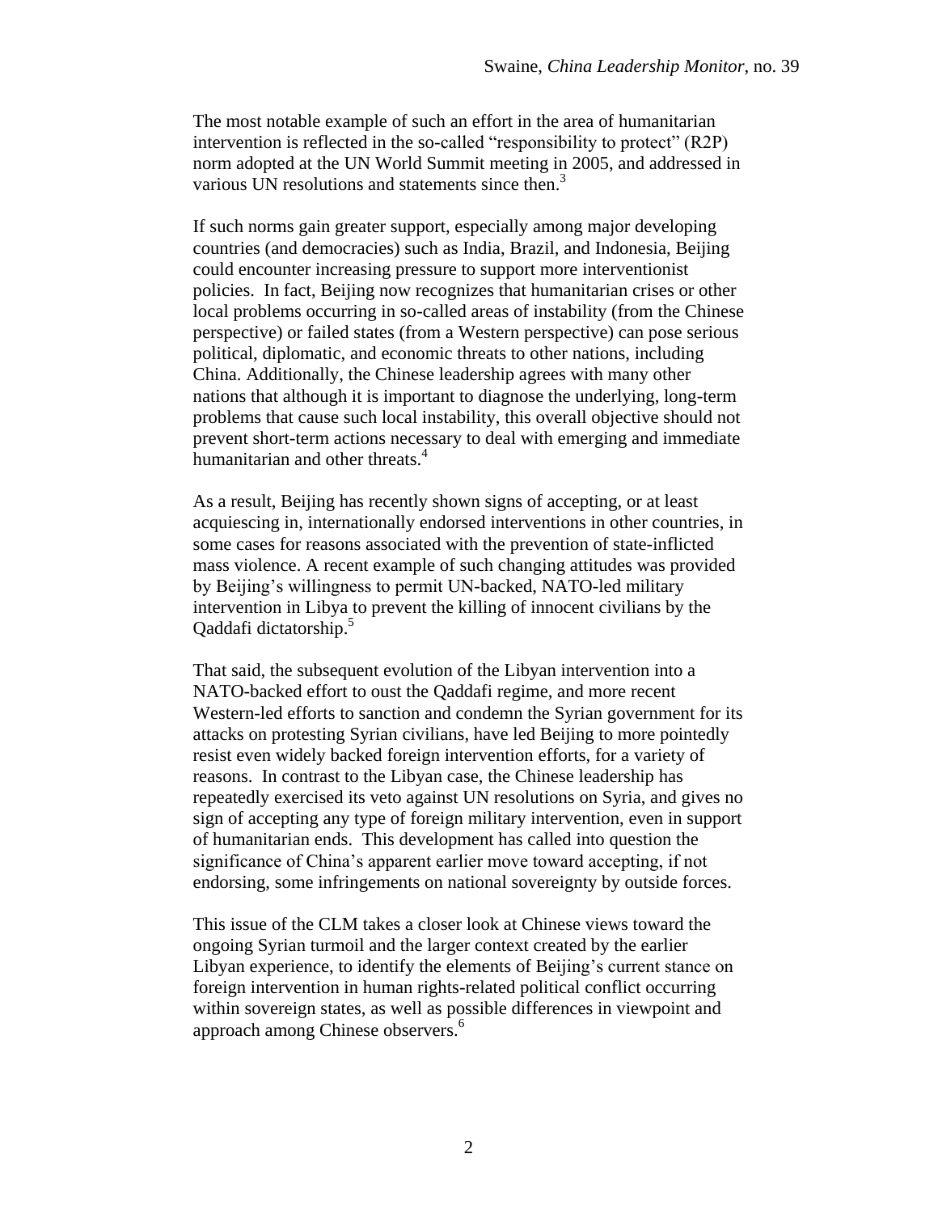The most notable example of such an effort in the area of humanitarian intervention is reflected in the so-called "responsibility to protect" (R2P) norm adopted at the UN World Summit meeting in 2005, and addressed in various UN resolutions and statements since then.[3]

If such norms gain greater support, especially among major developing countries (and democracies) such as India, Brazil, and Indonesia, Beijing could encounter increasing pressure to support more interventionist policies. In fact, Beijing now recognizes that humanitarian crises or other local problems occurring in so-called areas of instability (from the Chinese perspective) or failed states (from a Western perspective) can pose serious political, diplomatic, and economic threats to other nations, including China. Additionally, the Chinese leadership agrees with many other nations that although it is important to diagnose the underlying, long-term problems that cause such local instability, this overall objective should not prevent short-term actions necessary to deal with emerging and immediate humanitarian and other threats.[4]

As a result, Beijing has recently shown signs of accepting, or at least acquiescing in, internationally endorsed interventions in other countries, in some cases for reasons associated with the prevention of state-inflicted mass violence. A recent example of such changing attitudes was provided by Beijing's willingness to permit UN-backed, NATO-led military intervention in Libya to prevent the killing of innocent civilians by the Qaddafi dictatorship.[5]

That said, the subsequent evolution of the Libyan intervention into a NATO-backed effort to oust the Qaddafi regime, and more recent Western-led efforts to sanction and condemn the Syrian government for its attacks on protesting Syrian civilians, have led Beijing to more pointedly resist even widely backed foreign intervention efforts, for a variety of reasons. In contrast to the Libyan case, the Chinese leadership has repeatedly exercised its veto against UN resolutions on Syria, and gives no sign of accepting any type of foreign military intervention, even in support of humanitarian ends. This development has called into question the significance of China's apparent earlier move toward accepting, if not endorsing, some infringements on national sovereignty by outside forces.

This issue of the CLM takes a closer look at Chinese views toward the ongoing Syrian turmoil and the larger context created by the earlier Libyan experience, to identify the elements of Beijing's current stance on foreign intervention in human rights-related political conflict occurring within sovereign states, as well as possible differences in viewpoint and approach among Chinese observers.[6]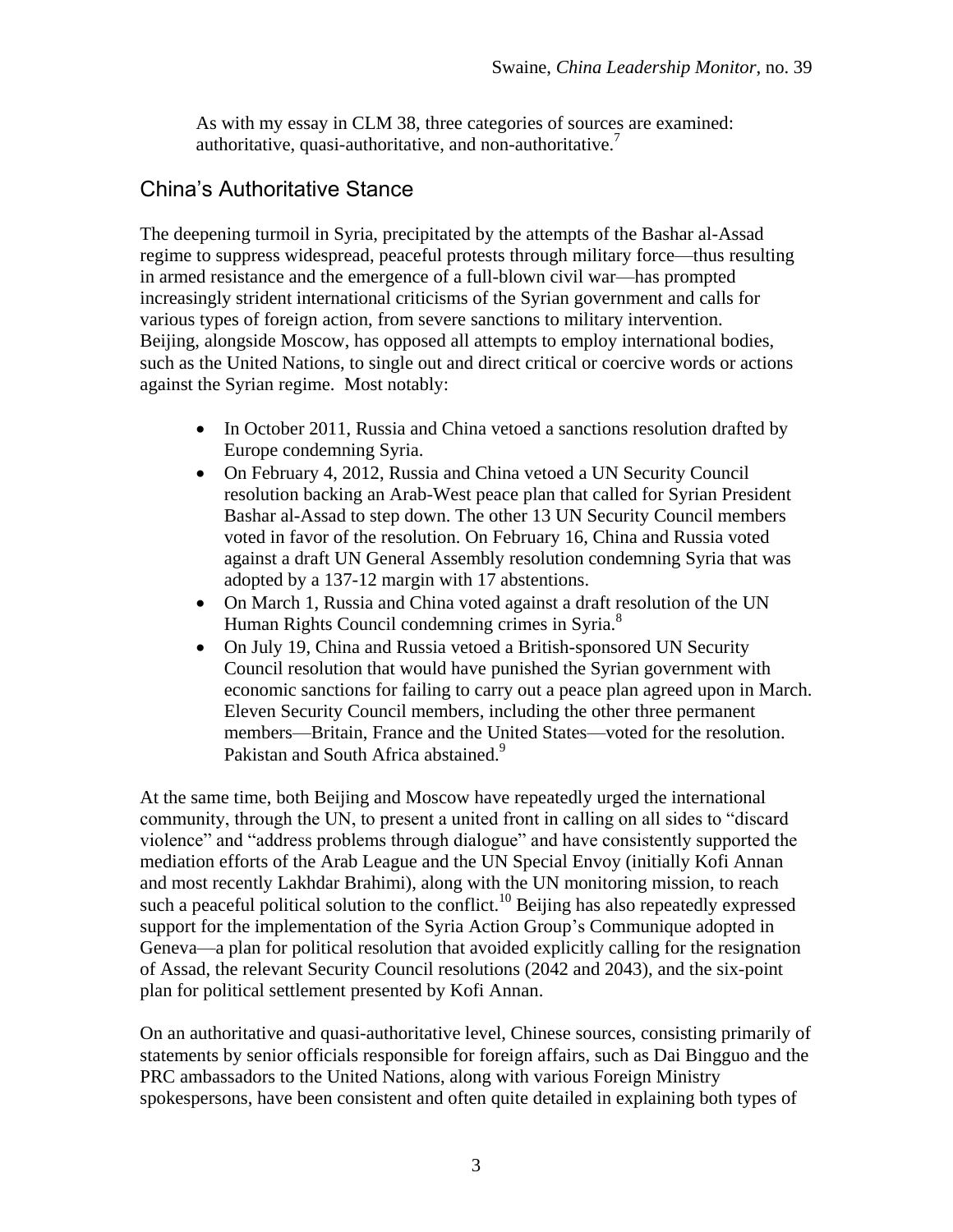As with my essay in CLM 38, three categories of sources are examined: authoritative, quasi-authoritative, and non-authoritative.[7]

## China's Authoritative Stance

The deepening turmoil in Syria, precipitated by the attempts of the Bashar al-Assad regime to suppress widespread, peaceful protests through military force—thus resulting in armed resistance and the emergence of a full-blown civil war—has prompted increasingly strident international criticisms of the Syrian government and calls for various types of foreign action, from severe sanctions to military intervention. Beijing, alongside Moscow, has opposed all attempts to employ international bodies, such as the United Nations, to single out and direct critical or coercive words or actions against the Syrian regime. Most notably:

- In October 2011, Russia and China vetoed a sanctions resolution drafted by Europe condemning Syria.
- On February 4, 2012, Russia and China vetoed a UN Security Council resolution backing an Arab-West peace plan that called for Syrian President Bashar al-Assad to step down. The other 13 UN Security Council members voted in favor of the resolution. On February 16, China and Russia voted against a draft UN General Assembly resolution condemning Syria that was adopted by a 137-12 margin with 17 abstentions.
- On March 1, Russia and China voted against a draft resolution of the UN Human Rights Council condemning crimes in Syria.[8]
- On July 19, China and Russia vetoed a British-sponsored UN Security Council resolution that would have punished the Syrian government with economic sanctions for failing to carry out a peace plan agreed upon in March. Eleven Security Council members, including the other three permanent members—Britain, France and the United States—voted for the resolution. Pakistan and South Africa abstained.[9]

At the same time, both Beijing and Moscow have repeatedly urged the international community, through the UN, to present a united front in calling on all sides to "discard violence" and "address problems through dialogue" and have consistently supported the mediation efforts of the Arab League and the UN Special Envoy (initially Kofi Annan and most recently Lakhdar Brahimi), along with the UN monitoring mission, to reach such a peaceful political solution to the conflict.[10] Beijing has also repeatedly expressed support for the implementation of the Syria Action Group's Communique adopted in Geneva—a plan for political resolution that avoided explicitly calling for the resignation of Assad, the relevant Security Council resolutions (2042 and 2043), and the six-point plan for political settlement presented by Kofi Annan.

On an authoritative and quasi-authoritative level, Chinese sources, consisting primarily of statements by senior officials responsible for foreign affairs, such as Dai Bingguo and the PRC ambassadors to the United Nations, along with various Foreign Ministry spokespersons, have been consistent and often quite detailed in explaining both types of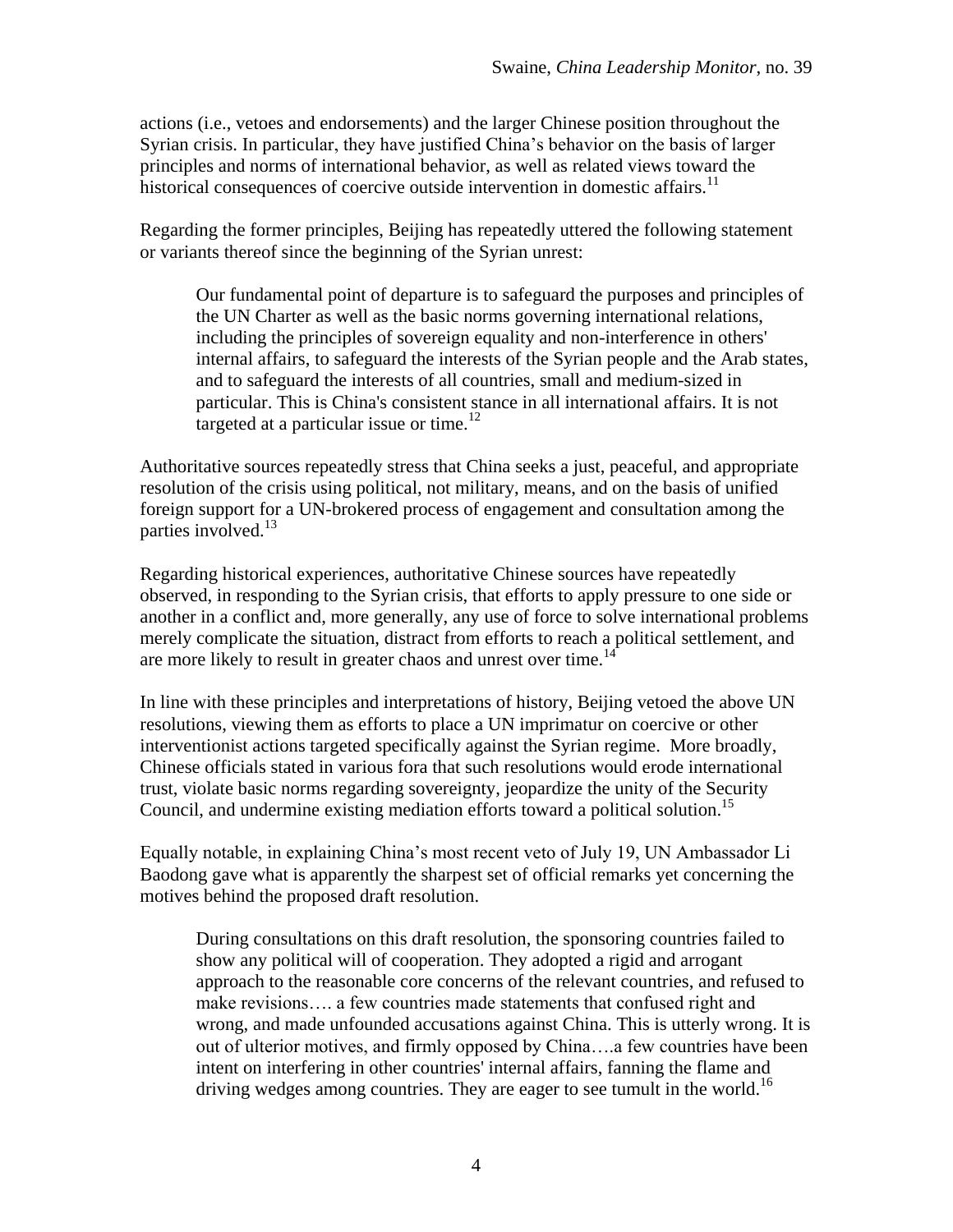actions (i.e., vetoes and endorsements) and the larger Chinese position throughout the Syrian crisis. In particular, they have justified China's behavior on the basis of larger principles and norms of international behavior, as well as related views toward the historical consequences of coercive outside intervention in domestic affairs.[11]

Regarding the former principles, Beijing has repeatedly uttered the following statement or variants thereof since the beginning of the Syrian unrest:

> Our fundamental point of departure is to safeguard the purposes and principles of the UN Charter as well as the basic norms governing international relations, including the principles of sovereign equality and non-interference in others' internal affairs, to safeguard the interests of the Syrian people and the Arab states, and to safeguard the interests of all countries, small and medium-sized in particular. This is China's consistent stance in all international affairs. It is not targeted at a particular issue or time.[12]

Authoritative sources repeatedly stress that China seeks a just, peaceful, and appropriate resolution of the crisis using political, not military, means, and on the basis of unified foreign support for a UN-brokered process of engagement and consultation among the parties involved.[13]

Regarding historical experiences, authoritative Chinese sources have repeatedly observed, in responding to the Syrian crisis, that efforts to apply pressure to one side or another in a conflict and, more generally, any use of force to solve international problems merely complicate the situation, distract from efforts to reach a political settlement, and are more likely to result in greater chaos and unrest over time.[14]

In line with these principles and interpretations of history, Beijing vetoed the above UN resolutions, viewing them as efforts to place a UN imprimatur on coercive or other interventionist actions targeted specifically against the Syrian regime. More broadly, Chinese officials stated in various fora that such resolutions would erode international trust, violate basic norms regarding sovereignty, jeopardize the unity of the Security Council, and undermine existing mediation efforts toward a political solution.[15]

Equally notable, in explaining China's most recent veto of July 19, UN Ambassador Li Baodong gave what is apparently the sharpest set of official remarks yet concerning the motives behind the proposed draft resolution.

> During consultations on this draft resolution, the sponsoring countries failed to show any political will of cooperation. They adopted a rigid and arrogant approach to the reasonable core concerns of the relevant countries, and refused to make revisions…. a few countries made statements that confused right and wrong, and made unfounded accusations against China. This is utterly wrong. It is out of ulterior motives, and firmly opposed by China….a few countries have been intent on interfering in other countries' internal affairs, fanning the flame and driving wedges among countries. They are eager to see tumult in the world.[16]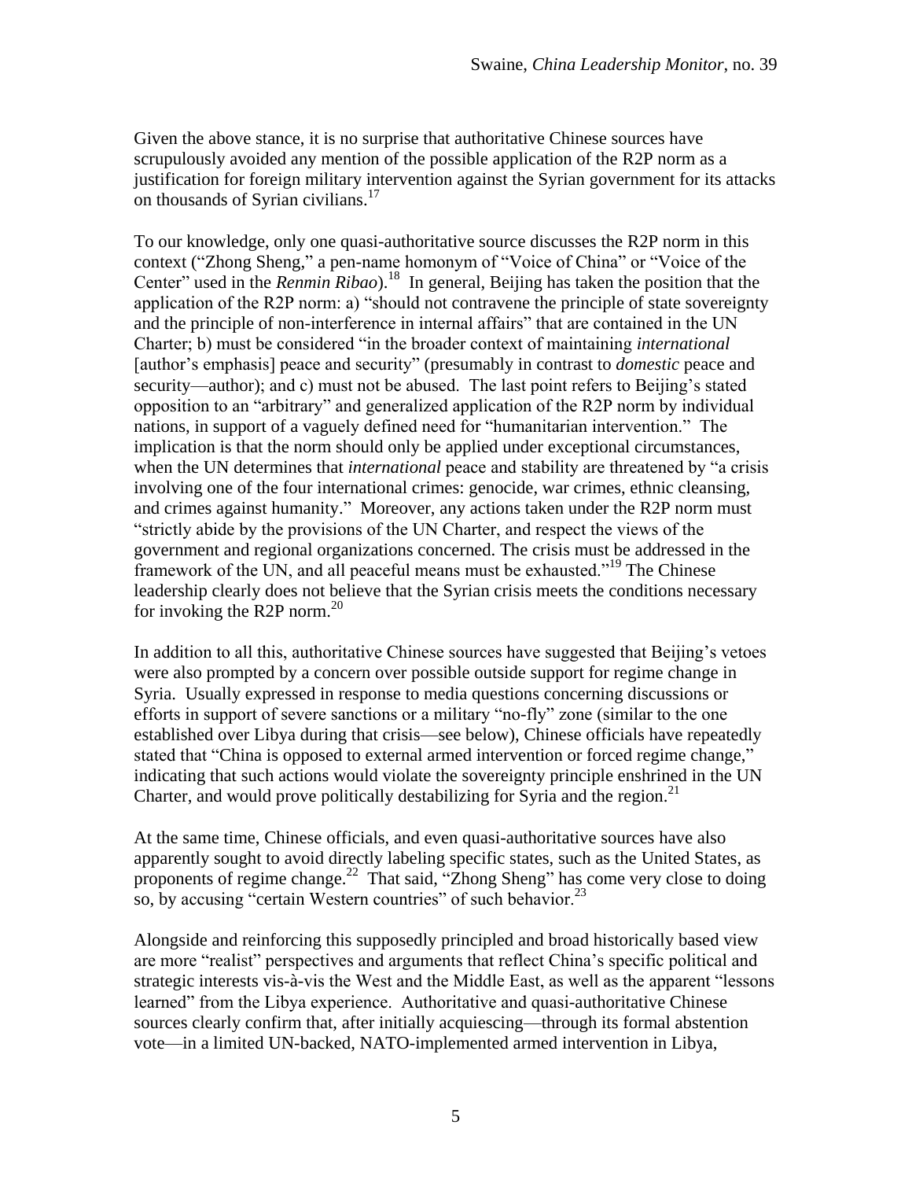Given the above stance, it is no surprise that authoritative Chinese sources have scrupulously avoided any mention of the possible application of the R2P norm as a justification for foreign military intervention against the Syrian government for its attacks on thousands of Syrian civilians.[17]

To our knowledge, only one quasi-authoritative source discusses the R2P norm in this context ("Zhong Sheng," a pen-name homonym of "Voice of China" or "Voice of the Center" used in the *Renmin Ribao*).[18] In general, Beijing has taken the position that the application of the R2P norm: a) "should not contravene the principle of state sovereignty and the principle of non-interference in internal affairs" that are contained in the UN Charter; b) must be considered "in the broader context of maintaining *international* [author's emphasis] peace and security" (presumably in contrast to *domestic* peace and security—author); and c) must not be abused. The last point refers to Beijing's stated opposition to an "arbitrary" and generalized application of the R2P norm by individual nations, in support of a vaguely defined need for "humanitarian intervention." The implication is that the norm should only be applied under exceptional circumstances, when the UN determines that *international* peace and stability are threatened by "a crisis involving one of the four international crimes: genocide, war crimes, ethnic cleansing, and crimes against humanity." Moreover, any actions taken under the R2P norm must "strictly abide by the provisions of the UN Charter, and respect the views of the government and regional organizations concerned. The crisis must be addressed in the framework of the UN, and all peaceful means must be exhausted."[19] The Chinese leadership clearly does not believe that the Syrian crisis meets the conditions necessary for invoking the R2P norm.[20]

In addition to all this, authoritative Chinese sources have suggested that Beijing's vetoes were also prompted by a concern over possible outside support for regime change in Syria. Usually expressed in response to media questions concerning discussions or efforts in support of severe sanctions or a military "no-fly" zone (similar to the one established over Libya during that crisis—see below), Chinese officials have repeatedly stated that "China is opposed to external armed intervention or forced regime change," indicating that such actions would violate the sovereignty principle enshrined in the UN Charter, and would prove politically destabilizing for Syria and the region.[21]

At the same time, Chinese officials, and even quasi-authoritative sources have also apparently sought to avoid directly labeling specific states, such as the United States, as proponents of regime change.[22] That said, "Zhong Sheng" has come very close to doing so, by accusing "certain Western countries" of such behavior.[23]

Alongside and reinforcing this supposedly principled and broad historically based view are more "realist" perspectives and arguments that reflect China's specific political and strategic interests vis-à-vis the West and the Middle East, as well as the apparent "lessons learned" from the Libya experience. Authoritative and quasi-authoritative Chinese sources clearly confirm that, after initially acquiescing—through its formal abstention vote—in a limited UN-backed, NATO-implemented armed intervention in Libya,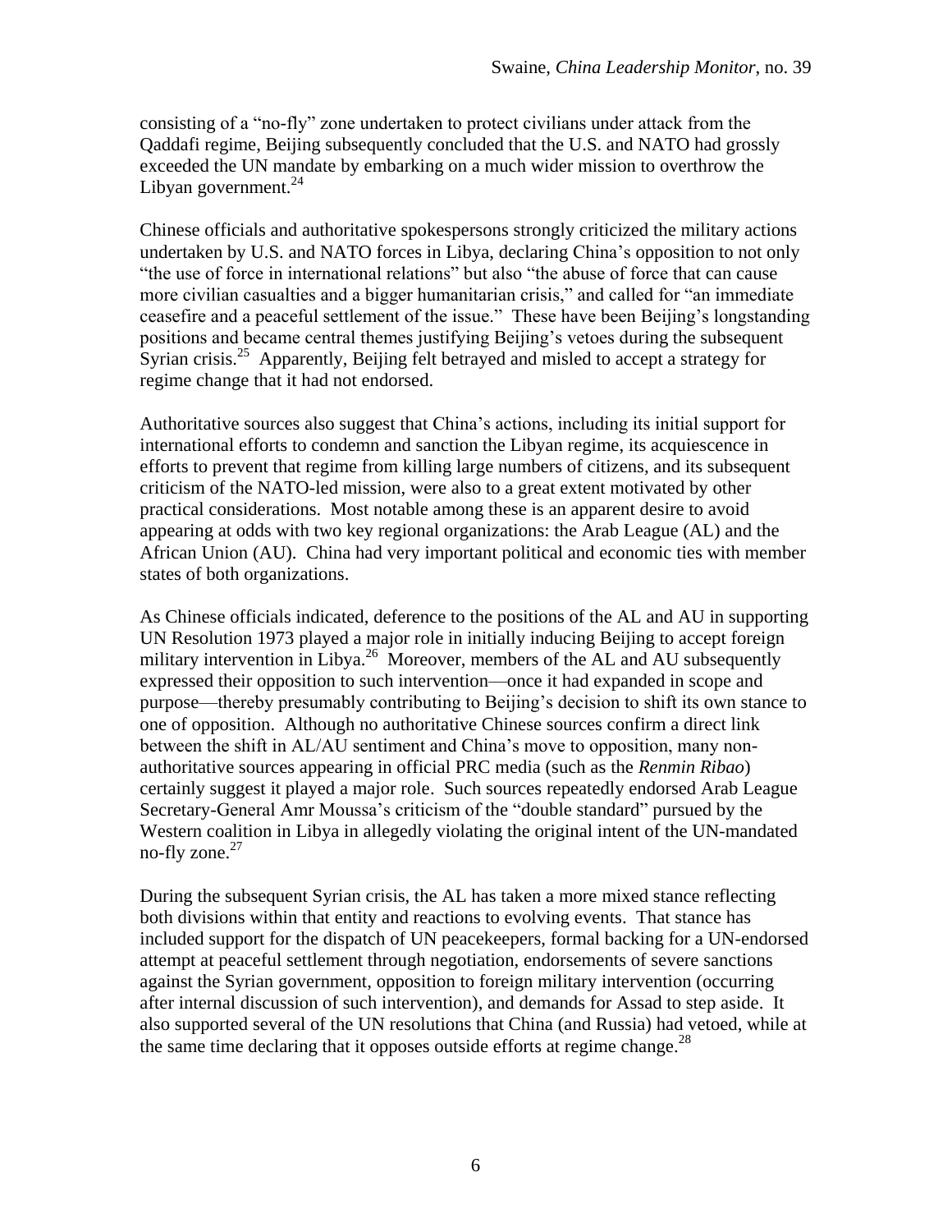consisting of a "no-fly" zone undertaken to protect civilians under attack from the Qaddafi regime, Beijing subsequently concluded that the U.S. and NATO had grossly exceeded the UN mandate by embarking on a much wider mission to overthrow the Libyan government.[24]

Chinese officials and authoritative spokespersons strongly criticized the military actions undertaken by U.S. and NATO forces in Libya, declaring China's opposition to not only "the use of force in international relations" but also "the abuse of force that can cause more civilian casualties and a bigger humanitarian crisis," and called for "an immediate ceasefire and a peaceful settlement of the issue." These have been Beijing's longstanding positions and became central themes justifying Beijing's vetoes during the subsequent Syrian crisis.[25] Apparently, Beijing felt betrayed and misled to accept a strategy for regime change that it had not endorsed.

Authoritative sources also suggest that China's actions, including its initial support for international efforts to condemn and sanction the Libyan regime, its acquiescence in efforts to prevent that regime from killing large numbers of citizens, and its subsequent criticism of the NATO-led mission, were also to a great extent motivated by other practical considerations. Most notable among these is an apparent desire to avoid appearing at odds with two key regional organizations: the Arab League (AL) and the African Union (AU). China had very important political and economic ties with member states of both organizations.

As Chinese officials indicated, deference to the positions of the AL and AU in supporting UN Resolution 1973 played a major role in initially inducing Beijing to accept foreign military intervention in Libya.[26] Moreover, members of the AL and AU subsequently expressed their opposition to such intervention—once it had expanded in scope and purpose—thereby presumably contributing to Beijing's decision to shift its own stance to one of opposition. Although no authoritative Chinese sources confirm a direct link between the shift in AL/AU sentiment and China's move to opposition, many non-authoritative sources appearing in official PRC media (such as the *Renmin Ribao*) certainly suggest it played a major role. Such sources repeatedly endorsed Arab League Secretary-General Amr Moussa's criticism of the "double standard" pursued by the Western coalition in Libya in allegedly violating the original intent of the UN-mandated no-fly zone.[27]

During the subsequent Syrian crisis, the AL has taken a more mixed stance reflecting both divisions within that entity and reactions to evolving events. That stance has included support for the dispatch of UN peacekeepers, formal backing for a UN-endorsed attempt at peaceful settlement through negotiation, endorsements of severe sanctions against the Syrian government, opposition to foreign military intervention (occurring after internal discussion of such intervention), and demands for Assad to step aside. It also supported several of the UN resolutions that China (and Russia) had vetoed, while at the same time declaring that it opposes outside efforts at regime change.[28]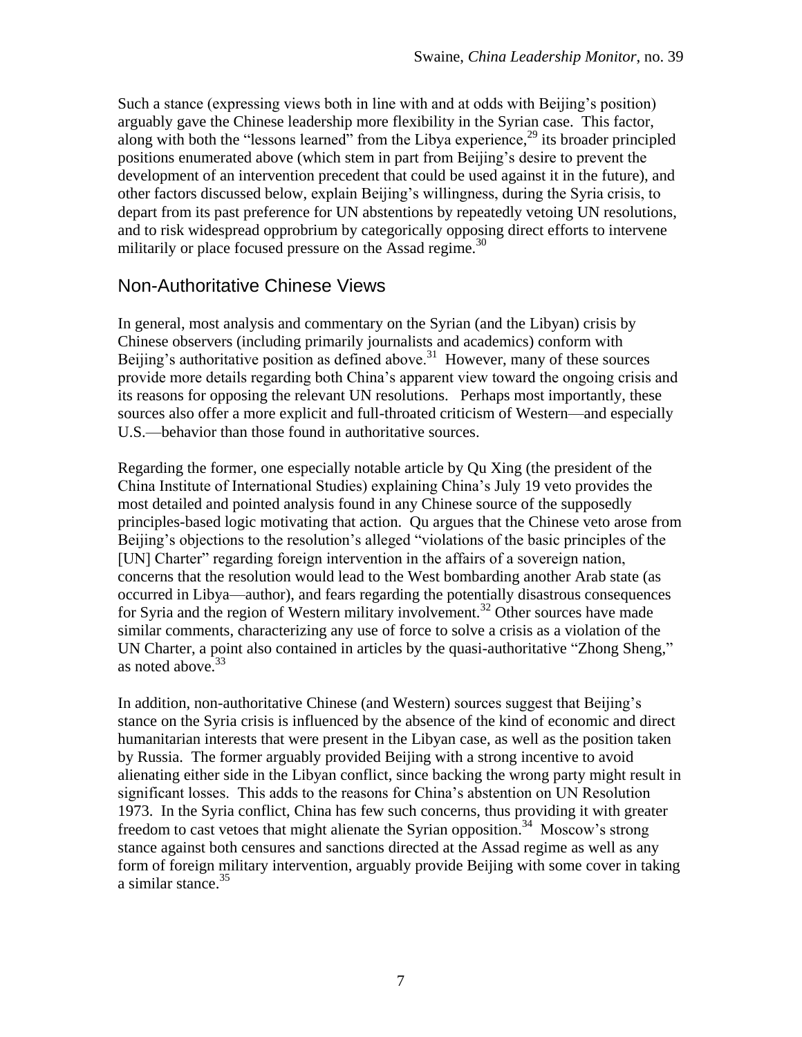Such a stance (expressing views both in line with and at odds with Beijing's position) arguably gave the Chinese leadership more flexibility in the Syrian case. This factor, along with both the "lessons learned" from the Libya experience,[29] its broader principled positions enumerated above (which stem in part from Beijing's desire to prevent the development of an intervention precedent that could be used against it in the future), and other factors discussed below, explain Beijing's willingness, during the Syria crisis, to depart from its past preference for UN abstentions by repeatedly vetoing UN resolutions, and to risk widespread opprobrium by categorically opposing direct efforts to intervene militarily or place focused pressure on the Assad regime.[30]

## Non-Authoritative Chinese Views

In general, most analysis and commentary on the Syrian (and the Libyan) crisis by Chinese observers (including primarily journalists and academics) conform with Beijing's authoritative position as defined above.[31] However, many of these sources provide more details regarding both China's apparent view toward the ongoing crisis and its reasons for opposing the relevant UN resolutions. Perhaps most importantly, these sources also offer a more explicit and full-throated criticism of Western—and especially U.S.—behavior than those found in authoritative sources.

Regarding the former, one especially notable article by Qu Xing (the president of the China Institute of International Studies) explaining China's July 19 veto provides the most detailed and pointed analysis found in any Chinese source of the supposedly principles-based logic motivating that action. Qu argues that the Chinese veto arose from Beijing's objections to the resolution's alleged "violations of the basic principles of the [UN] Charter" regarding foreign intervention in the affairs of a sovereign nation, concerns that the resolution would lead to the West bombarding another Arab state (as occurred in Libya—author), and fears regarding the potentially disastrous consequences for Syria and the region of Western military involvement.[32] Other sources have made similar comments, characterizing any use of force to solve a crisis as a violation of the UN Charter, a point also contained in articles by the quasi-authoritative "Zhong Sheng," as noted above.[33]

In addition, non-authoritative Chinese (and Western) sources suggest that Beijing's stance on the Syria crisis is influenced by the absence of the kind of economic and direct humanitarian interests that were present in the Libyan case, as well as the position taken by Russia. The former arguably provided Beijing with a strong incentive to avoid alienating either side in the Libyan conflict, since backing the wrong party might result in significant losses. This adds to the reasons for China's abstention on UN Resolution 1973. In the Syria conflict, China has few such concerns, thus providing it with greater freedom to cast vetoes that might alienate the Syrian opposition.[34] Moscow's strong stance against both censures and sanctions directed at the Assad regime as well as any form of foreign military intervention, arguably provide Beijing with some cover in taking a similar stance.[35]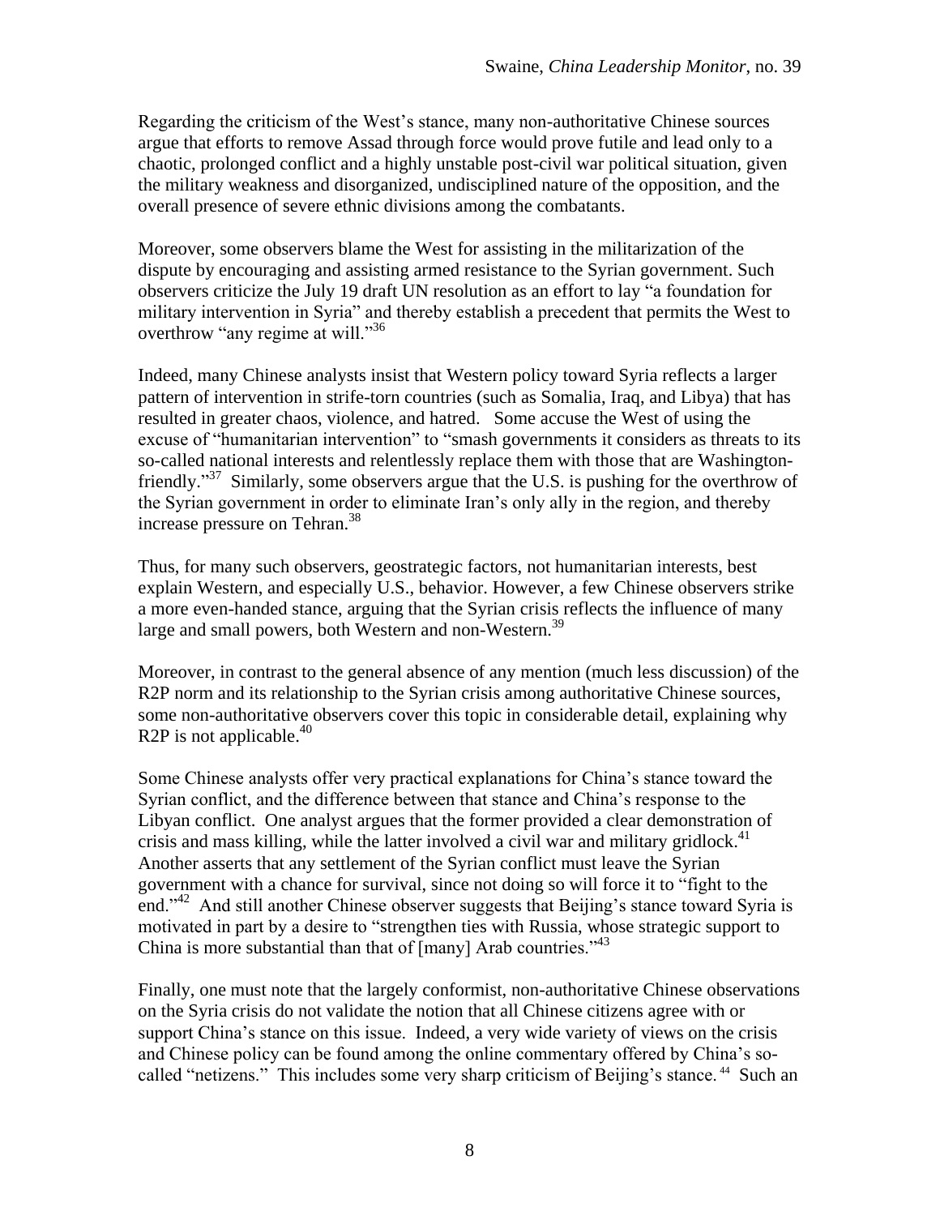Regarding the criticism of the West's stance, many non-authoritative Chinese sources argue that efforts to remove Assad through force would prove futile and lead only to a chaotic, prolonged conflict and a highly unstable post-civil war political situation, given the military weakness and disorganized, undisciplined nature of the opposition, and the overall presence of severe ethnic divisions among the combatants.

Moreover, some observers blame the West for assisting in the militarization of the dispute by encouraging and assisting armed resistance to the Syrian government. Such observers criticize the July 19 draft UN resolution as an effort to lay "a foundation for military intervention in Syria" and thereby establish a precedent that permits the West to overthrow "any regime at will."[36]

Indeed, many Chinese analysts insist that Western policy toward Syria reflects a larger pattern of intervention in strife-torn countries (such as Somalia, Iraq, and Libya) that has resulted in greater chaos, violence, and hatred. Some accuse the West of using the excuse of "humanitarian intervention" to "smash governments it considers as threats to its so-called national interests and relentlessly replace them with those that are Washington-friendly."[37] Similarly, some observers argue that the U.S. is pushing for the overthrow of the Syrian government in order to eliminate Iran's only ally in the region, and thereby increase pressure on Tehran.[38]

Thus, for many such observers, geostrategic factors, not humanitarian interests, best explain Western, and especially U.S., behavior. However, a few Chinese observers strike a more even-handed stance, arguing that the Syrian crisis reflects the influence of many large and small powers, both Western and non-Western.[39]

Moreover, in contrast to the general absence of any mention (much less discussion) of the R2P norm and its relationship to the Syrian crisis among authoritative Chinese sources, some non-authoritative observers cover this topic in considerable detail, explaining why R2P is not applicable.[40]

Some Chinese analysts offer very practical explanations for China's stance toward the Syrian conflict, and the difference between that stance and China's response to the Libyan conflict. One analyst argues that the former provided a clear demonstration of crisis and mass killing, while the latter involved a civil war and military gridlock.[41] Another asserts that any settlement of the Syrian conflict must leave the Syrian government with a chance for survival, since not doing so will force it to "fight to the end."[42] And still another Chinese observer suggests that Beijing's stance toward Syria is motivated in part by a desire to "strengthen ties with Russia, whose strategic support to China is more substantial than that of [many] Arab countries."[43]

Finally, one must note that the largely conformist, non-authoritative Chinese observations on the Syria crisis do not validate the notion that all Chinese citizens agree with or support China's stance on this issue. Indeed, a very wide variety of views on the crisis and Chinese policy can be found among the online commentary offered by China's so-called "netizens." This includes some very sharp criticism of Beijing's stance.[44] Such an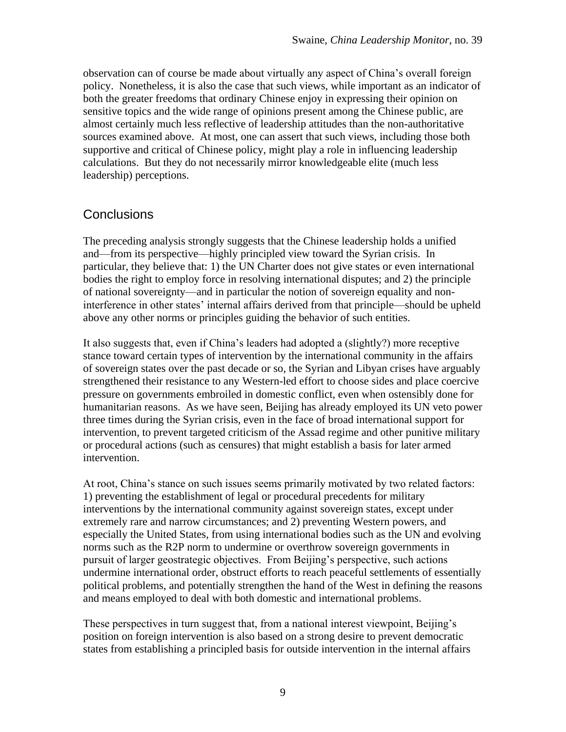observation can of course be made about virtually any aspect of China's overall foreign policy. Nonetheless, it is also the case that such views, while important as an indicator of both the greater freedoms that ordinary Chinese enjoy in expressing their opinion on sensitive topics and the wide range of opinions present among the Chinese public, are almost certainly much less reflective of leadership attitudes than the non-authoritative sources examined above. At most, one can assert that such views, including those both supportive and critical of Chinese policy, might play a role in influencing leadership calculations. But they do not necessarily mirror knowledgeable elite (much less leadership) perceptions.

## Conclusions

The preceding analysis strongly suggests that the Chinese leadership holds a unified and—from its perspective—highly principled view toward the Syrian crisis. In particular, they believe that: 1) the UN Charter does not give states or even international bodies the right to employ force in resolving international disputes; and 2) the principle of national sovereignty—and in particular the notion of sovereign equality and non-interference in other states' internal affairs derived from that principle—should be upheld above any other norms or principles guiding the behavior of such entities.

It also suggests that, even if China's leaders had adopted a (slightly?) more receptive stance toward certain types of intervention by the international community in the affairs of sovereign states over the past decade or so, the Syrian and Libyan crises have arguably strengthened their resistance to any Western-led effort to choose sides and place coercive pressure on governments embroiled in domestic conflict, even when ostensibly done for humanitarian reasons. As we have seen, Beijing has already employed its UN veto power three times during the Syrian crisis, even in the face of broad international support for intervention, to prevent targeted criticism of the Assad regime and other punitive military or procedural actions (such as censures) that might establish a basis for later armed intervention.

At root, China's stance on such issues seems primarily motivated by two related factors: 1) preventing the establishment of legal or procedural precedents for military interventions by the international community against sovereign states, except under extremely rare and narrow circumstances; and 2) preventing Western powers, and especially the United States, from using international bodies such as the UN and evolving norms such as the R2P norm to undermine or overthrow sovereign governments in pursuit of larger geostrategic objectives. From Beijing's perspective, such actions undermine international order, obstruct efforts to reach peaceful settlements of essentially political problems, and potentially strengthen the hand of the West in defining the reasons and means employed to deal with both domestic and international problems.

These perspectives in turn suggest that, from a national interest viewpoint, Beijing's position on foreign intervention is also based on a strong desire to prevent democratic states from establishing a principled basis for outside intervention in the internal affairs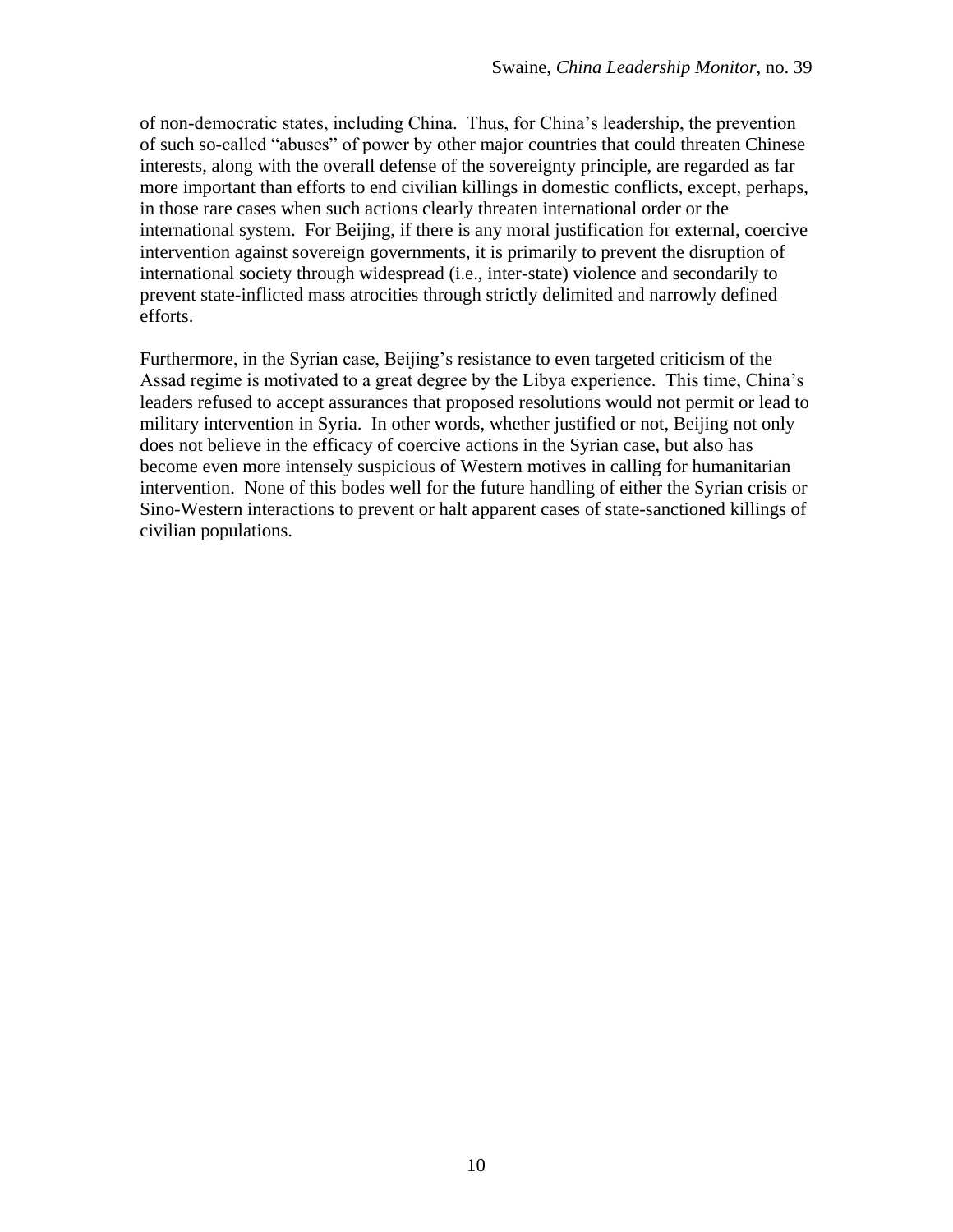of non-democratic states, including China. Thus, for China's leadership, the prevention of such so-called "abuses" of power by other major countries that could threaten Chinese interests, along with the overall defense of the sovereignty principle, are regarded as far more important than efforts to end civilian killings in domestic conflicts, except, perhaps, in those rare cases when such actions clearly threaten international order or the international system. For Beijing, if there is any moral justification for external, coercive intervention against sovereign governments, it is primarily to prevent the disruption of international society through widespread (i.e., inter-state) violence and secondarily to prevent state-inflicted mass atrocities through strictly delimited and narrowly defined efforts.

Furthermore, in the Syrian case, Beijing's resistance to even targeted criticism of the Assad regime is motivated to a great degree by the Libya experience. This time, China's leaders refused to accept assurances that proposed resolutions would not permit or lead to military intervention in Syria. In other words, whether justified or not, Beijing not only does not believe in the efficacy of coercive actions in the Syrian case, but also has become even more intensely suspicious of Western motives in calling for humanitarian intervention. None of this bodes well for the future handling of either the Syrian crisis or Sino-Western interactions to prevent or halt apparent cases of state-sanctioned killings of civilian populations.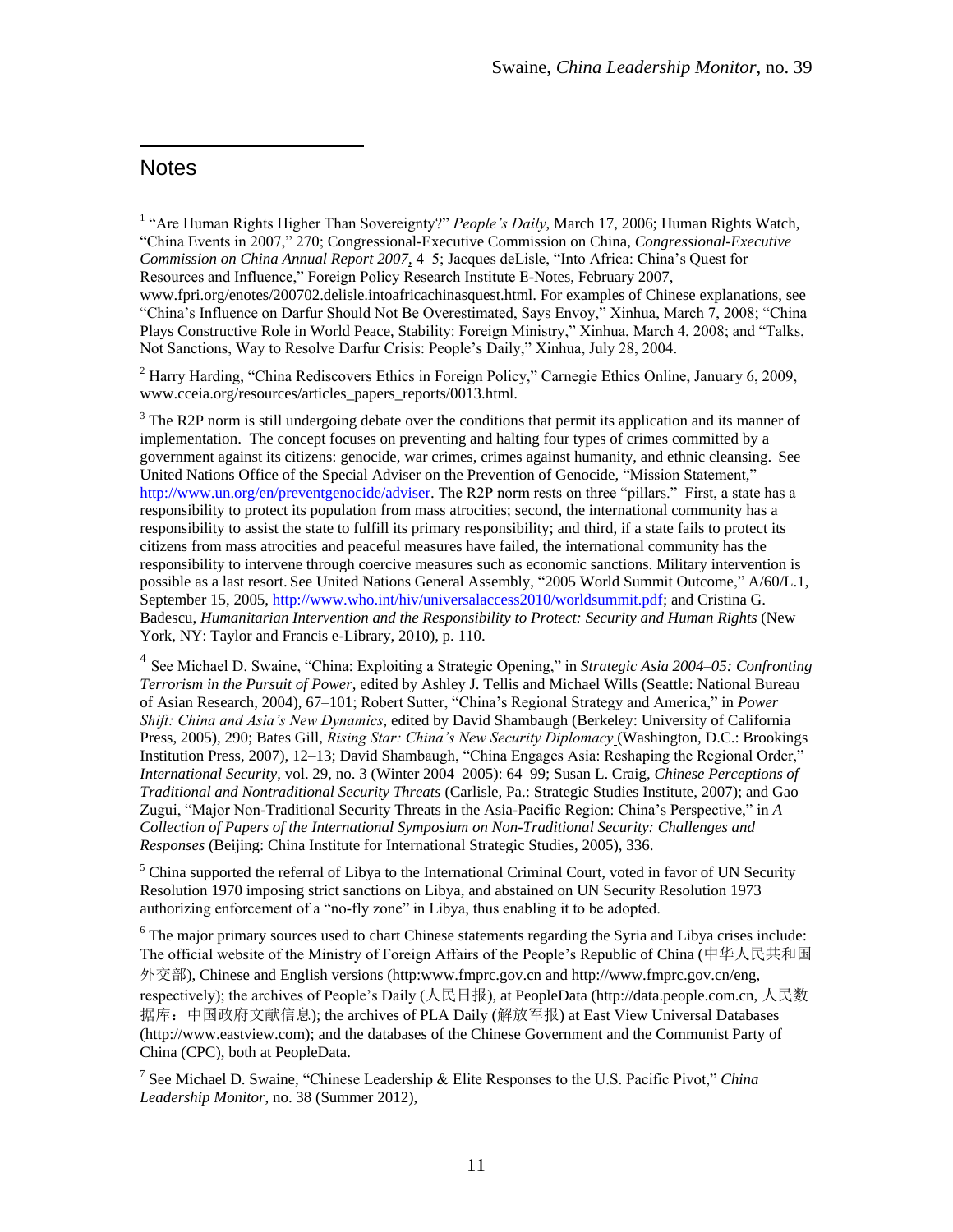## Notes

[1] "Are Human Rights Higher Than Sovereignty?" *People's Daily*, March 17, 2006; Human Rights Watch, "China Events in 2007," 270; Congressional-Executive Commission on China, *Congressional-Executive Commission on China Annual Report 2007*, 4–5; Jacques deLisle, "Into Africa: China's Quest for Resources and Influence," Foreign Policy Research Institute E-Notes, February 2007, www.fpri.org/enotes/200702.delisle.intoafricachinasquest.html. For examples of Chinese explanations, see "China's Influence on Darfur Should Not Be Overestimated, Says Envoy," Xinhua, March 7, 2008; "China Plays Constructive Role in World Peace, Stability: Foreign Ministry," Xinhua, March 4, 2008; and "Talks, Not Sanctions, Way to Resolve Darfur Crisis: People's Daily," Xinhua, July 28, 2004.

[2] Harry Harding, "China Rediscovers Ethics in Foreign Policy," Carnegie Ethics Online, January 6, 2009, www.cceia.org/resources/articles_papers_reports/0013.html.

[3] The R2P norm is still undergoing debate over the conditions that permit its application and its manner of implementation. The concept focuses on preventing and halting four types of crimes committed by a government against its citizens: genocide, war crimes, crimes against humanity, and ethnic cleansing. See United Nations Office of the Special Adviser on the Prevention of Genocide, "Mission Statement," http://www.un.org/en/preventgenocide/adviser. The R2P norm rests on three "pillars." First, a state has a responsibility to protect its population from mass atrocities; second, the international community has a responsibility to assist the state to fulfill its primary responsibility; and third, if a state fails to protect its citizens from mass atrocities and peaceful measures have failed, the international community has the responsibility to intervene through coercive measures such as economic sanctions. Military intervention is possible as a last resort. See United Nations General Assembly, "2005 World Summit Outcome," A/60/L.1, September 15, 2005, http://www.who.int/hiv/universalaccess2010/worldsummit.pdf; and Cristina G. Badescu, *Humanitarian Intervention and the Responsibility to Protect: Security and Human Rights* (New York, NY: Taylor and Francis e-Library, 2010), p. 110.

[4] See Michael D. Swaine, "China: Exploiting a Strategic Opening," in *Strategic Asia 2004–05: Confronting Terrorism in the Pursuit of Power*, edited by Ashley J. Tellis and Michael Wills (Seattle: National Bureau of Asian Research, 2004), 67–101; Robert Sutter, "China's Regional Strategy and America," in *Power Shift: China and Asia's New Dynamics*, edited by David Shambaugh (Berkeley: University of California Press, 2005), 290; Bates Gill, *Rising Star: China's New Security Diplomacy* (Washington, D.C.: Brookings Institution Press, 2007), 12–13; David Shambaugh, "China Engages Asia: Reshaping the Regional Order," *International Security*, vol. 29, no. 3 (Winter 2004–2005): 64–99; Susan L. Craig, *Chinese Perceptions of Traditional and Nontraditional Security Threats* (Carlisle, Pa.: Strategic Studies Institute, 2007); and Gao Zugui, "Major Non-Traditional Security Threats in the Asia-Pacific Region: China's Perspective," in *A Collection of Papers of the International Symposium on Non-Traditional Security: Challenges and Responses* (Beijing: China Institute for International Strategic Studies, 2005), 336.

[5] China supported the referral of Libya to the International Criminal Court, voted in favor of UN Security Resolution 1970 imposing strict sanctions on Libya, and abstained on UN Security Resolution 1973 authorizing enforcement of a "no-fly zone" in Libya, thus enabling it to be adopted.

[6] The major primary sources used to chart Chinese statements regarding the Syria and Libya crises include: The official website of the Ministry of Foreign Affairs of the People's Republic of China (中华人民共和国外交部), Chinese and English versions (http:www.fmprc.gov.cn and http://www.fmprc.gov.cn/eng, respectively); the archives of People's Daily (人民日报), at PeopleData (http://data.people.com.cn, 人民数据库：中国政府文献信息); the archives of PLA Daily (解放军报) at East View Universal Databases (http://www.eastview.com); and the databases of the Chinese Government and the Communist Party of China (CPC), both at PeopleData.

[7] See Michael D. Swaine, "Chinese Leadership & Elite Responses to the U.S. Pacific Pivot," *China Leadership Monitor*, no. 38 (Summer 2012),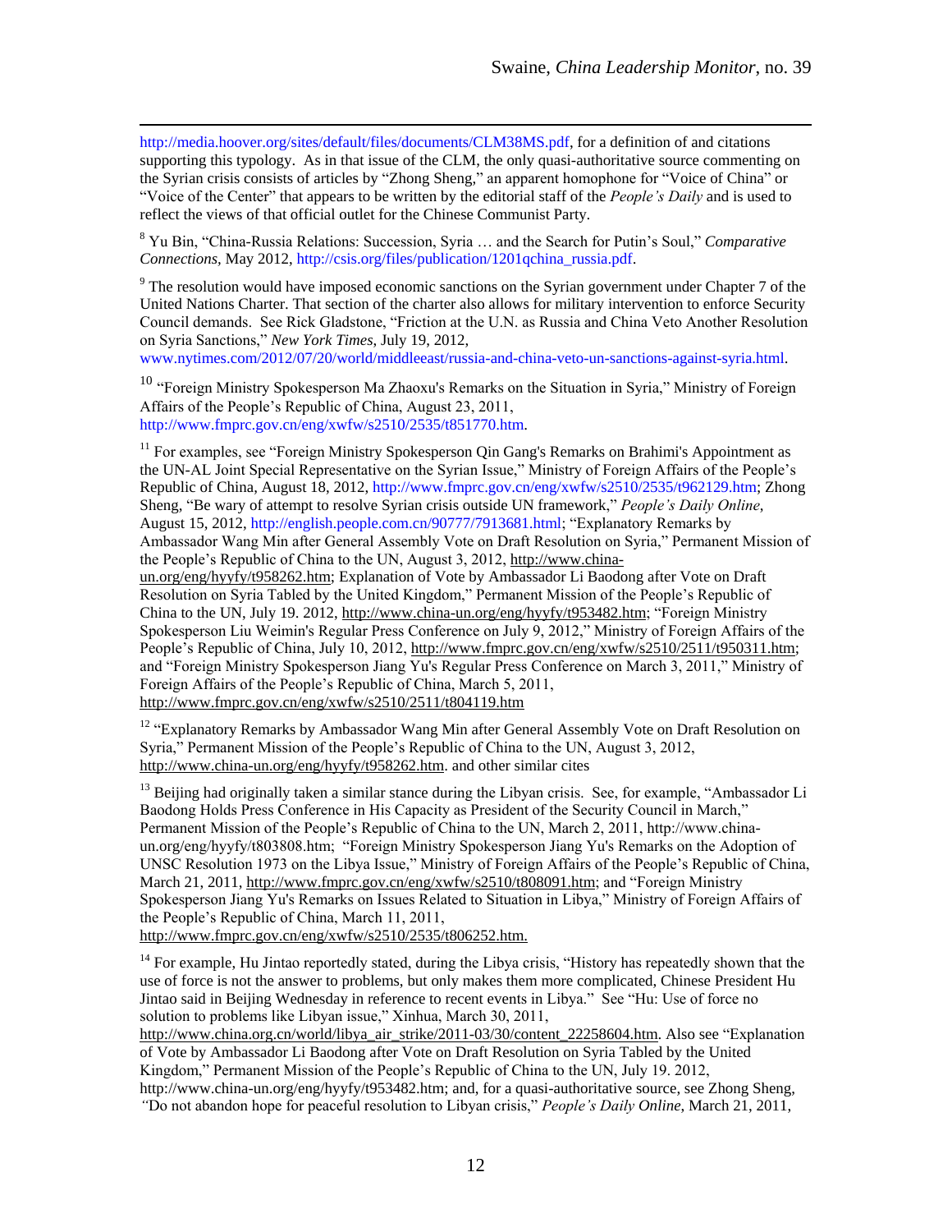http://media.hoover.org/sites/default/files/documents/CLM38MS.pdf, for a definition of and citations supporting this typology. As in that issue of the CLM, the only quasi-authoritative source commenting on the Syrian crisis consists of articles by "Zhong Sheng," an apparent homophone for "Voice of China" or "Voice of the Center" that appears to be written by the editorial staff of the *People's Daily* and is used to reflect the views of that official outlet for the Chinese Communist Party.

[8] Yu Bin, "China-Russia Relations: Succession, Syria … and the Search for Putin's Soul," *Comparative Connections*, May 2012, http://csis.org/files/publication/1201qchina_russia.pdf.

[9] The resolution would have imposed economic sanctions on the Syrian government under Chapter 7 of the United Nations Charter. That section of the charter also allows for military intervention to enforce Security Council demands. See Rick Gladstone, "Friction at the U.N. as Russia and China Veto Another Resolution on Syria Sanctions," *New York Times*, July 19, 2012, www.nytimes.com/2012/07/20/world/middleeast/russia-and-china-veto-un-sanctions-against-syria.html.

[10] "Foreign Ministry Spokesperson Ma Zhaoxu's Remarks on the Situation in Syria," Ministry of Foreign Affairs of the People's Republic of China, August 23, 2011, http://www.fmprc.gov.cn/eng/xwfw/s2510/2535/t851770.htm.

[11] For examples, see "Foreign Ministry Spokesperson Qin Gang's Remarks on Brahimi's Appointment as the UN-AL Joint Special Representative on the Syrian Issue," Ministry of Foreign Affairs of the People's Republic of China, August 18, 2012, http://www.fmprc.gov.cn/eng/xwfw/s2510/2535/t962129.htm; Zhong Sheng, "Be wary of attempt to resolve Syrian crisis outside UN framework," *People's Daily Online*, August 15, 2012, http://english.people.com.cn/90777/7913681.html; "Explanatory Remarks by Ambassador Wang Min after General Assembly Vote on Draft Resolution on Syria," Permanent Mission of the People's Republic of China to the UN, August 3, 2012, http://www.china-un.org/eng/hyyfy/t958262.htm; Explanation of Vote by Ambassador Li Baodong after Vote on Draft Resolution on Syria Tabled by the United Kingdom," Permanent Mission of the People's Republic of China to the UN, July 19. 2012, http://www.china-un.org/eng/hyyfy/t953482.htm; "Foreign Ministry Spokesperson Liu Weimin's Regular Press Conference on July 9, 2012," Ministry of Foreign Affairs of the People's Republic of China, July 10, 2012, http://www.fmprc.gov.cn/eng/xwfw/s2510/2511/t950311.htm; and "Foreign Ministry Spokesperson Jiang Yu's Regular Press Conference on March 3, 2011," Ministry of Foreign Affairs of the People's Republic of China, March 5, 2011, http://www.fmprc.gov.cn/eng/xwfw/s2510/2511/t804119.htm

[12] "Explanatory Remarks by Ambassador Wang Min after General Assembly Vote on Draft Resolution on Syria," Permanent Mission of the People's Republic of China to the UN, August 3, 2012, http://www.china-un.org/eng/hyyfy/t958262.htm. and other similar cites

[13] Beijing had originally taken a similar stance during the Libyan crisis. See, for example, "Ambassador Li Baodong Holds Press Conference in His Capacity as President of the Security Council in March," Permanent Mission of the People's Republic of China to the UN, March 2, 2011, http://www.china-un.org/eng/hyyfy/t803808.htm; "Foreign Ministry Spokesperson Jiang Yu's Remarks on the Adoption of UNSC Resolution 1973 on the Libya Issue," Ministry of Foreign Affairs of the People's Republic of China, March 21, 2011, http://www.fmprc.gov.cn/eng/xwfw/s2510/t808091.htm; and "Foreign Ministry Spokesperson Jiang Yu's Remarks on Issues Related to Situation in Libya," Ministry of Foreign Affairs of the People's Republic of China, March 11, 2011, http://www.fmprc.gov.cn/eng/xwfw/s2510/2535/t806252.htm.

[14] For example, Hu Jintao reportedly stated, during the Libya crisis, "History has repeatedly shown that the use of force is not the answer to problems, but only makes them more complicated, Chinese President Hu Jintao said in Beijing Wednesday in reference to recent events in Libya." See "Hu: Use of force no solution to problems like Libyan issue," Xinhua, March 30, 2011, http://www.china.org.cn/world/libya_air_strike/2011-03/30/content_22258604.htm. Also see "Explanation of Vote by Ambassador Li Baodong after Vote on Draft Resolution on Syria Tabled by the United Kingdom," Permanent Mission of the People's Republic of China to the UN, July 19. 2012, http://www.china-un.org/eng/hyyfy/t953482.htm; and, for a quasi-authoritative source, see Zhong Sheng, "Do not abandon hope for peaceful resolution to Libyan crisis," *People's Daily Online*, March 21, 2011,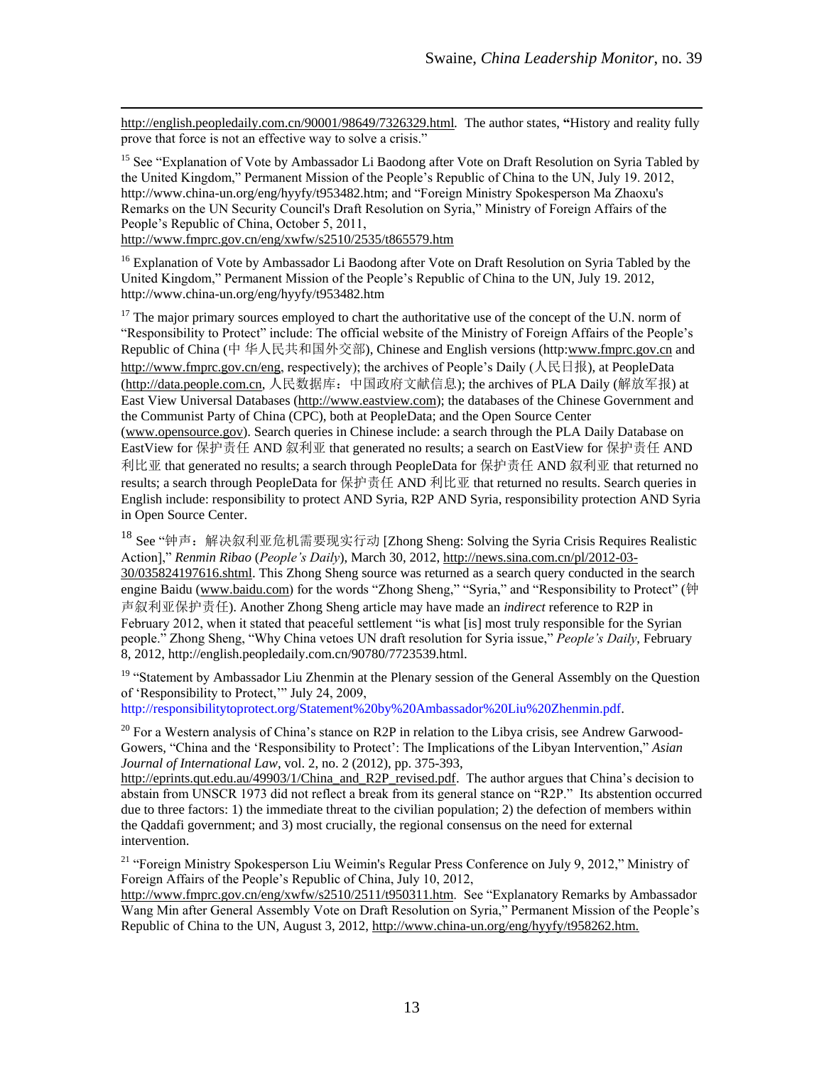http://english.peopledaily.com.cn/90001/98649/7326329.html. The author states, "History and reality fully prove that force is not an effective way to solve a crisis."

[15] See "Explanation of Vote by Ambassador Li Baodong after Vote on Draft Resolution on Syria Tabled by the United Kingdom," Permanent Mission of the People's Republic of China to the UN, July 19. 2012, http://www.china-un.org/eng/hyyfy/t953482.htm; and "Foreign Ministry Spokesperson Ma Zhaoxu's Remarks on the UN Security Council's Draft Resolution on Syria," Ministry of Foreign Affairs of the People's Republic of China, October 5, 2011, http://www.fmprc.gov.cn/eng/xwfw/s2510/2535/t865579.htm

[16] Explanation of Vote by Ambassador Li Baodong after Vote on Draft Resolution on Syria Tabled by the United Kingdom," Permanent Mission of the People's Republic of China to the UN, July 19. 2012, http://www.china-un.org/eng/hyyfy/t953482.htm

[17] The major primary sources employed to chart the authoritative use of the concept of the U.N. norm of "Responsibility to Protect" include: The official website of the Ministry of Foreign Affairs of the People's Republic of China (中 华人民共和国外交部), Chinese and English versions (http:www.fmprc.gov.cn and http://www.fmprc.gov.cn/eng, respectively); the archives of People's Daily (人民日报), at PeopleData (http://data.people.com.cn, 人民数据库：中国政府文献信息); the archives of PLA Daily (解放军报) at East View Universal Databases (http://www.eastview.com); the databases of the Chinese Government and the Communist Party of China (CPC), both at PeopleData; and the Open Source Center (www.opensource.gov). Search queries in Chinese include: a search through the PLA Daily Database on EastView for 保护责任 AND 叙利亚 that generated no results; a search on EastView for 保护责任 AND 利比亚 that generated no results; a search through PeopleData for 保护责任 AND 叙利亚 that returned no results; a search through PeopleData for 保护责任 AND 利比亚 that returned no results. Search queries in English include: responsibility to protect AND Syria, R2P AND Syria, responsibility protection AND Syria in Open Source Center.

[18] See "钟声：解决叙利亚危机需要现实行动 [Zhong Sheng: Solving the Syria Crisis Requires Realistic Action]," *Renmin Ribao* (*People's Daily*), March 30, 2012, http://news.sina.com.cn/pl/2012-03-30/035824197616.shtml. This Zhong Sheng source was returned as a search query conducted in the search engine Baidu (www.baidu.com) for the words "Zhong Sheng," "Syria," and "Responsibility to Protect" (钟声叙利亚保护责任). Another Zhong Sheng article may have made an *indirect* reference to R2P in February 2012, when it stated that peaceful settlement "is what [is] most truly responsible for the Syrian people." Zhong Sheng, "Why China vetoes UN draft resolution for Syria issue," *People's Daily*, February 8, 2012, http://english.peopledaily.com.cn/90780/7723539.html.

[19] "Statement by Ambassador Liu Zhenmin at the Plenary session of the General Assembly on the Question of 'Responsibility to Protect,'" July 24, 2009, http://responsibilitytoprotect.org/Statement%20by%20Ambassador%20Liu%20Zhenmin.pdf.

[20] For a Western analysis of China's stance on R2P in relation to the Libya crisis, see Andrew Garwood-Gowers, "China and the 'Responsibility to Protect': The Implications of the Libyan Intervention," *Asian Journal of International Law*, vol. 2, no. 2 (2012), pp. 375-393, http://eprints.qut.edu.au/49903/1/China_and_R2P_revised.pdf. The author argues that China's decision to abstain from UNSCR 1973 did not reflect a break from its general stance on "R2P." Its abstention occurred due to three factors: 1) the immediate threat to the civilian population; 2) the defection of members within the Qaddafi government; and 3) most crucially, the regional consensus on the need for external intervention.

[21] "Foreign Ministry Spokesperson Liu Weimin's Regular Press Conference on July 9, 2012," Ministry of Foreign Affairs of the People's Republic of China, July 10, 2012, http://www.fmprc.gov.cn/eng/xwfw/s2510/2511/t950311.htm. See "Explanatory Remarks by Ambassador Wang Min after General Assembly Vote on Draft Resolution on Syria," Permanent Mission of the People's Republic of China to the UN, August 3, 2012, http://www.china-un.org/eng/hyyfy/t958262.htm.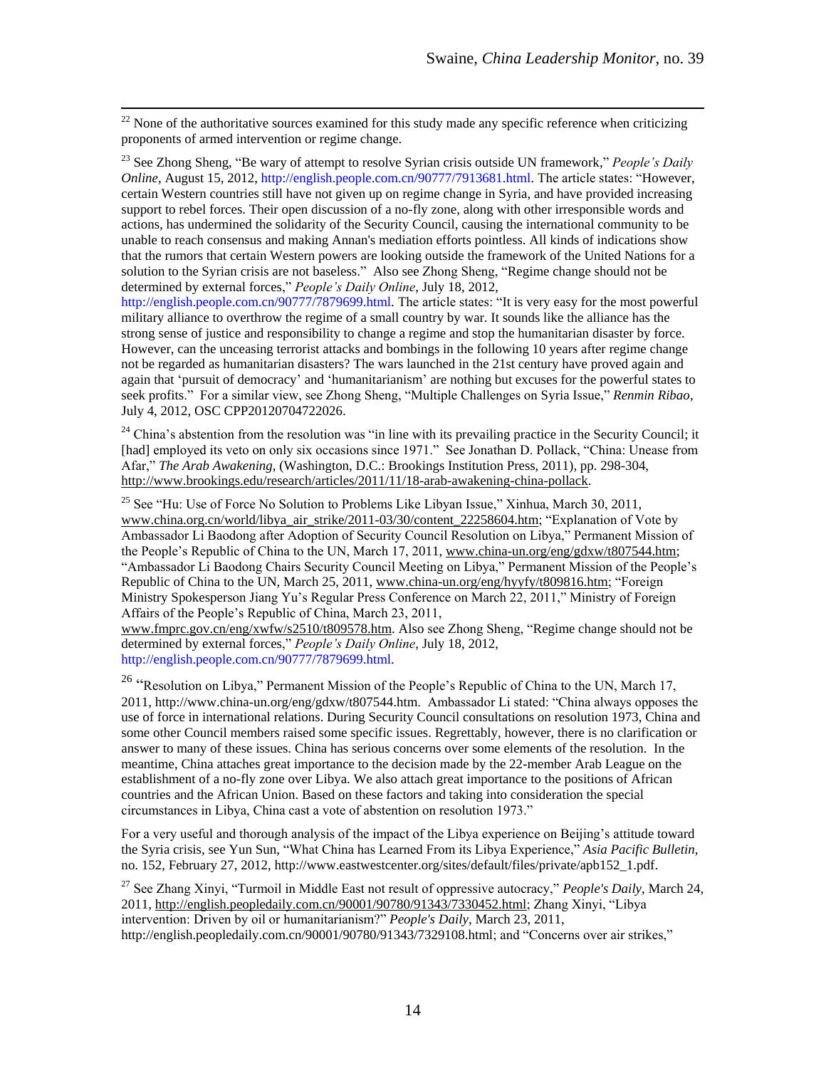[22] None of the authoritative sources examined for this study made any specific reference when criticizing proponents of armed intervention or regime change.

[23] See Zhong Sheng, "Be wary of attempt to resolve Syrian crisis outside UN framework," *People's Daily Online*, August 15, 2012, http://english.people.com.cn/90777/7913681.html. The article states: "However, certain Western countries still have not given up on regime change in Syria, and have provided increasing support to rebel forces. Their open discussion of a no-fly zone, along with other irresponsible words and actions, has undermined the solidarity of the Security Council, causing the international community to be unable to reach consensus and making Annan's mediation efforts pointless. All kinds of indications show that the rumors that certain Western powers are looking outside the framework of the United Nations for a solution to the Syrian crisis are not baseless." Also see Zhong Sheng, "Regime change should not be determined by external forces," *People's Daily Online*, July 18, 2012, http://english.people.com.cn/90777/7879699.html. The article states: "It is very easy for the most powerful military alliance to overthrow the regime of a small country by war. It sounds like the alliance has the strong sense of justice and responsibility to change a regime and stop the humanitarian disaster by force. However, can the unceasing terrorist attacks and bombings in the following 10 years after regime change not be regarded as humanitarian disasters? The wars launched in the 21st century have proved again and again that 'pursuit of democracy' and 'humanitarianism' are nothing but excuses for the powerful states to seek profits." For a similar view, see Zhong Sheng, "Multiple Challenges on Syria Issue," *Renmin Ribao*, July 4, 2012, OSC CPP20120704722026.

[24] China's abstention from the resolution was "in line with its prevailing practice in the Security Council; it [had] employed its veto on only six occasions since 1971." See Jonathan D. Pollack, "China: Unease from Afar," *The Arab Awakening*, (Washington, D.C.: Brookings Institution Press, 2011), pp. 298-304, http://www.brookings.edu/research/articles/2011/11/18-arab-awakening-china-pollack.

[25] See "Hu: Use of Force No Solution to Problems Like Libyan Issue," Xinhua, March 30, 2011, www.china.org.cn/world/libya_air_strike/2011-03/30/content_22258604.htm; "Explanation of Vote by Ambassador Li Baodong after Adoption of Security Council Resolution on Libya," Permanent Mission of the People's Republic of China to the UN, March 17, 2011, www.china-un.org/eng/gdxw/t807544.htm; "Ambassador Li Baodong Chairs Security Council Meeting on Libya," Permanent Mission of the People's Republic of China to the UN, March 25, 2011, www.china-un.org/eng/hyyfy/t809816.htm; "Foreign Ministry Spokesperson Jiang Yu's Regular Press Conference on March 22, 2011," Ministry of Foreign Affairs of the People's Republic of China, March 23, 2011, www.fmprc.gov.cn/eng/xwfw/s2510/t809578.htm. Also see Zhong Sheng, "Regime change should not be determined by external forces," *People's Daily Online*, July 18, 2012, http://english.people.com.cn/90777/7879699.html.

[26] "Resolution on Libya," Permanent Mission of the People's Republic of China to the UN, March 17, 2011, http://www.china-un.org/eng/gdxw/t807544.htm. Ambassador Li stated: "China always opposes the use of force in international relations. During Security Council consultations on resolution 1973, China and some other Council members raised some specific issues. Regrettably, however, there is no clarification or answer to many of these issues. China has serious concerns over some elements of the resolution. In the meantime, China attaches great importance to the decision made by the 22-member Arab League on the establishment of a no-fly zone over Libya. We also attach great importance to the positions of African countries and the African Union. Based on these factors and taking into consideration the special circumstances in Libya, China cast a vote of abstention on resolution 1973."

For a very useful and thorough analysis of the impact of the Libya experience on Beijing's attitude toward the Syria crisis, see Yun Sun, "What China has Learned From its Libya Experience," *Asia Pacific Bulletin*, no. 152, February 27, 2012, http://www.eastwestcenter.org/sites/default/files/private/apb152_1.pdf.

[27] See Zhang Xinyi, "Turmoil in Middle East not result of oppressive autocracy," *People's Daily*, March 24, 2011, http://english.peopledaily.com.cn/90001/90780/91343/7330452.html; Zhang Xinyi, "Libya intervention: Driven by oil or humanitarianism?" *People's Daily*, March 23, 2011, http://english.peopledaily.com.cn/90001/90780/91343/7329108.html; and "Concerns over air strikes,"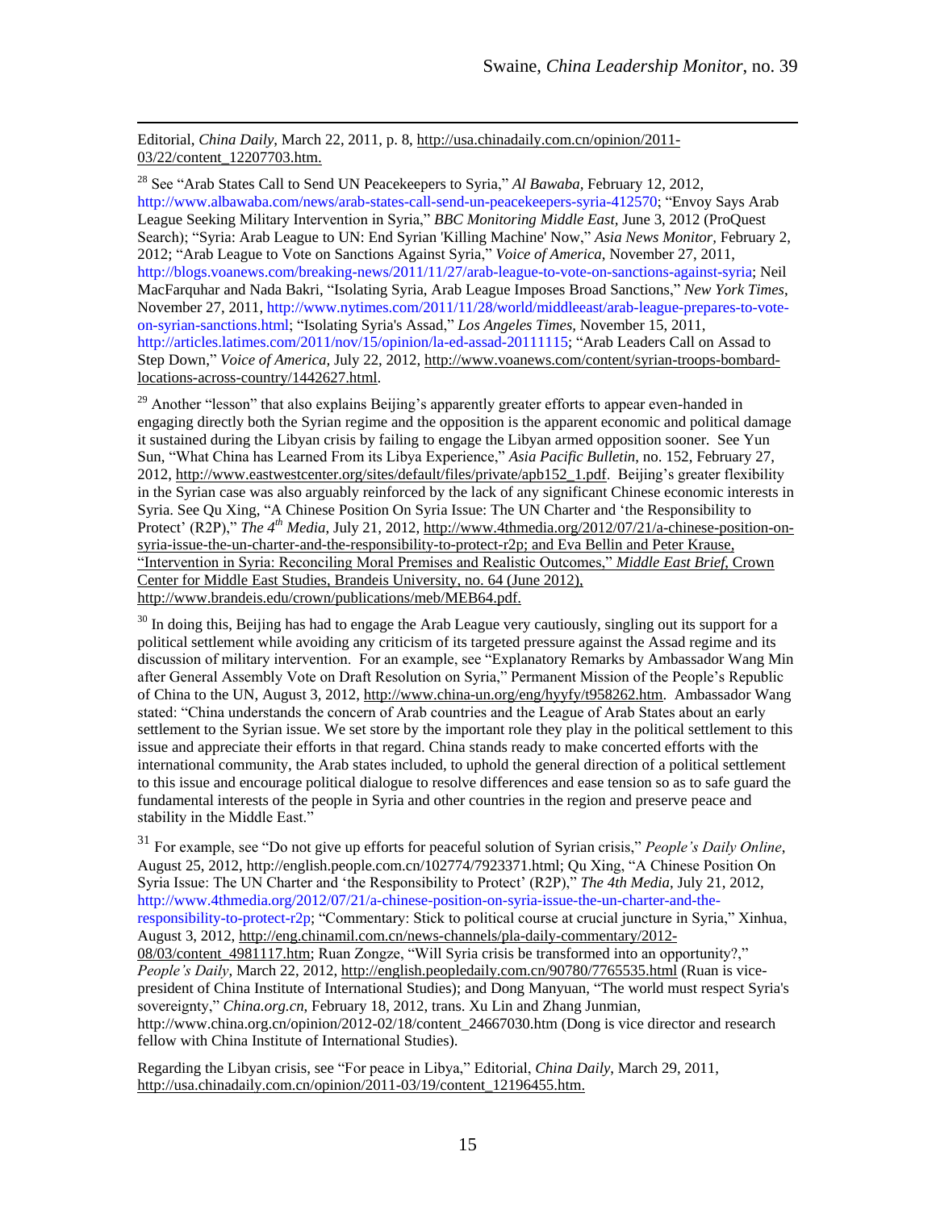Editorial, *China Daily*, March 22, 2011, p. 8, http://usa.chinadaily.com.cn/opinion/2011-03/22/content_12207703.htm.

[28] See "Arab States Call to Send UN Peacekeepers to Syria," *Al Bawaba*, February 12, 2012, http://www.albawaba.com/news/arab-states-call-send-un-peacekeepers-syria-412570; "Envoy Says Arab League Seeking Military Intervention in Syria," *BBC Monitoring Middle East*, June 3, 2012 (ProQuest Search); "Syria: Arab League to UN: End Syrian 'Killing Machine' Now," *Asia News Monitor*, February 2, 2012; "Arab League to Vote on Sanctions Against Syria," *Voice of America*, November 27, 2011, http://blogs.voanews.com/breaking-news/2011/11/27/arab-league-to-vote-on-sanctions-against-syria; Neil MacFarquhar and Nada Bakri, "Isolating Syria, Arab League Imposes Broad Sanctions," *New York Times*, November 27, 2011, http://www.nytimes.com/2011/11/28/world/middleeast/arab-league-prepares-to-vote-on-syrian-sanctions.html; "Isolating Syria's Assad," *Los Angeles Times*, November 15, 2011, http://articles.latimes.com/2011/nov/15/opinion/la-ed-assad-20111115; "Arab Leaders Call on Assad to Step Down," *Voice of America*, July 22, 2012, http://www.voanews.com/content/syrian-troops-bombard-locations-across-country/1442627.html.

[29] Another "lesson" that also explains Beijing's apparently greater efforts to appear even-handed in engaging directly both the Syrian regime and the opposition is the apparent economic and political damage it sustained during the Libyan crisis by failing to engage the Libyan armed opposition sooner. See Yun Sun, "What China has Learned From its Libya Experience," *Asia Pacific Bulletin*, no. 152, February 27, 2012, http://www.eastwestcenter.org/sites/default/files/private/apb152_1.pdf. Beijing's greater flexibility in the Syrian case was also arguably reinforced by the lack of any significant Chinese economic interests in Syria. See Qu Xing, "A Chinese Position On Syria Issue: The UN Charter and 'the Responsibility to Protect' (R2P)," *The 4th Media*, July 21, 2012, http://www.4thmedia.org/2012/07/21/a-chinese-position-on-syria-issue-the-un-charter-and-the-responsibility-to-protect-r2p; and Eva Bellin and Peter Krause, "Intervention in Syria: Reconciling Moral Premises and Realistic Outcomes," *Middle East Brief*, Crown Center for Middle East Studies, Brandeis University, no. 64 (June 2012), http://www.brandeis.edu/crown/publications/meb/MEB64.pdf.

[30] In doing this, Beijing has had to engage the Arab League very cautiously, singling out its support for a political settlement while avoiding any criticism of its targeted pressure against the Assad regime and its discussion of military intervention. For an example, see "Explanatory Remarks by Ambassador Wang Min after General Assembly Vote on Draft Resolution on Syria," Permanent Mission of the People's Republic of China to the UN, August 3, 2012, http://www.china-un.org/eng/hyyfy/t958262.htm. Ambassador Wang stated: "China understands the concern of Arab countries and the League of Arab States about an early settlement to the Syrian issue. We set store by the important role they play in the political settlement to this issue and appreciate their efforts in that regard. China stands ready to make concerted efforts with the international community, the Arab states included, to uphold the general direction of a political settlement to this issue and encourage political dialogue to resolve differences and ease tension so as to safe guard the fundamental interests of the people in Syria and other countries in the region and preserve peace and stability in the Middle East."

[31] For example, see "Do not give up efforts for peaceful solution of Syrian crisis," *People's Daily Online*, August 25, 2012, http://english.people.com.cn/102774/7923371.html; Qu Xing, "A Chinese Position On Syria Issue: The UN Charter and 'the Responsibility to Protect' (R2P)," *The 4th Media*, July 21, 2012, http://www.4thmedia.org/2012/07/21/a-chinese-position-on-syria-issue-the-un-charter-and-the-responsibility-to-protect-r2p; "Commentary: Stick to political course at crucial juncture in Syria," Xinhua, August 3, 2012, http://eng.chinamil.com.cn/news-channels/pla-daily-commentary/2012-08/03/content_4981117.htm; Ruan Zongze, "Will Syria crisis be transformed into an opportunity?," *People's Daily*, March 22, 2012, http://english.peopledaily.com.cn/90780/7765535.html (Ruan is vice-president of China Institute of International Studies); and Dong Manyuan, "The world must respect Syria's sovereignty," *China.org.cn*, February 18, 2012, trans. Xu Lin and Zhang Junmian, http://www.china.org.cn/opinion/2012-02/18/content_24667030.htm (Dong is vice director and research fellow with China Institute of International Studies).

Regarding the Libyan crisis, see "For peace in Libya," Editorial, *China Daily*, March 29, 2011, http://usa.chinadaily.com.cn/opinion/2011-03/19/content_12196455.htm.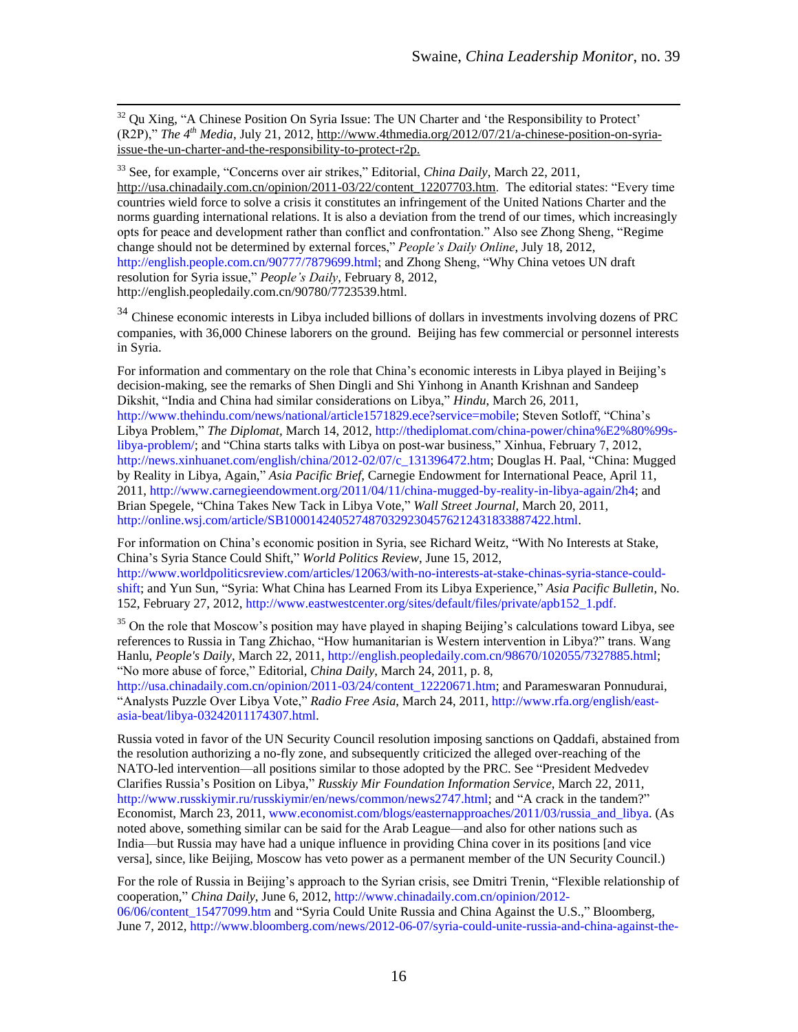[32] Qu Xing, "A Chinese Position On Syria Issue: The UN Charter and 'the Responsibility to Protect' (R2P)," *The 4th Media*, July 21, 2012, http://www.4thmedia.org/2012/07/21/a-chinese-position-on-syria-issue-the-un-charter-and-the-responsibility-to-protect-r2p.

[33] See, for example, "Concerns over air strikes," Editorial, *China Daily*, March 22, 2011, http://usa.chinadaily.com.cn/opinion/2011-03/22/content_12207703.htm. The editorial states: "Every time countries wield force to solve a crisis it constitutes an infringement of the United Nations Charter and the norms guarding international relations. It is also a deviation from the trend of our times, which increasingly opts for peace and development rather than conflict and confrontation." Also see Zhong Sheng, "Regime change should not be determined by external forces," *People's Daily Online*, July 18, 2012, http://english.people.com.cn/90777/7879699.html; and Zhong Sheng, "Why China vetoes UN draft resolution for Syria issue," *People's Daily*, February 8, 2012, http://english.peopledaily.com.cn/90780/7723539.html.

[34] Chinese economic interests in Libya included billions of dollars in investments involving dozens of PRC companies, with 36,000 Chinese laborers on the ground. Beijing has few commercial or personnel interests in Syria.

For information and commentary on the role that China's economic interests in Libya played in Beijing's decision-making, see the remarks of Shen Dingli and Shi Yinhong in Ananth Krishnan and Sandeep Dikshit, "India and China had similar considerations on Libya," *Hindu*, March 26, 2011, http://www.thehindu.com/news/national/article1571829.ece?service=mobile; Steven Sotloff, "China's Libya Problem," *The Diplomat*, March 14, 2012, http://thediplomat.com/china-power/china%E2%80%99s-libya-problem/; and "China starts talks with Libya on post-war business," Xinhua, February 7, 2012, http://news.xinhuanet.com/english/china/2012-02/07/c_131396472.htm; Douglas H. Paal, "China: Mugged by Reality in Libya, Again," *Asia Pacific Brief*, Carnegie Endowment for International Peace, April 11, 2011, http://www.carnegieendowment.org/2011/04/11/china-mugged-by-reality-in-libya-again/2h4; and Brian Spegele, "China Takes New Tack in Libya Vote," *Wall Street Journal*, March 20, 2011, http://online.wsj.com/article/SB10001424052748703292304576212431833887422.html.

For information on China's economic position in Syria, see Richard Weitz, "With No Interests at Stake, China's Syria Stance Could Shift," *World Politics Review*, June 15, 2012, http://www.worldpoliticsreview.com/articles/12063/with-no-interests-at-stake-chinas-syria-stance-could-shift; and Yun Sun, "Syria: What China has Learned From its Libya Experience," *Asia Pacific Bulletin*, No. 152, February 27, 2012, http://www.eastwestcenter.org/sites/default/files/private/apb152_1.pdf.

[35] On the role that Moscow's position may have played in shaping Beijing's calculations toward Libya, see references to Russia in Tang Zhichao, "How humanitarian is Western intervention in Libya?" trans. Wang Hanlu, *People's Daily*, March 22, 2011, http://english.peopledaily.com.cn/98670/102055/7327885.html; "No more abuse of force," Editorial, *China Daily*, March 24, 2011, p. 8, http://usa.chinadaily.com.cn/opinion/2011-03/24/content_12220671.htm; and Parameswaran Ponnudurai, "Analysts Puzzle Over Libya Vote," *Radio Free Asia*, March 24, 2011, http://www.rfa.org/english/east-asia-beat/libya-03242011174307.html.

Russia voted in favor of the UN Security Council resolution imposing sanctions on Qaddafi, abstained from the resolution authorizing a no-fly zone, and subsequently criticized the alleged over-reaching of the NATO-led intervention—all positions similar to those adopted by the PRC. See "President Medvedev Clarifies Russia's Position on Libya," *Russkiy Mir Foundation Information Service*, March 22, 2011, http://www.russkiymir.ru/russkiymir/en/news/common/news2747.html; and "A crack in the tandem?" Economist, March 23, 2011, www.economist.com/blogs/easternapproaches/2011/03/russia_and_libya. (As noted above, something similar can be said for the Arab League—and also for other nations such as India—but Russia may have had a unique influence in providing China cover in its positions [and vice versa], since, like Beijing, Moscow has veto power as a permanent member of the UN Security Council.)

For the role of Russia in Beijing's approach to the Syrian crisis, see Dmitri Trenin, "Flexible relationship of cooperation," *China Daily*, June 6, 2012, http://www.chinadaily.com.cn/opinion/2012-06/06/content_15477099.htm and "Syria Could Unite Russia and China Against the U.S.," Bloomberg, June 7, 2012, http://www.bloomberg.com/news/2012-06-07/syria-could-unite-russia-and-china-against-the-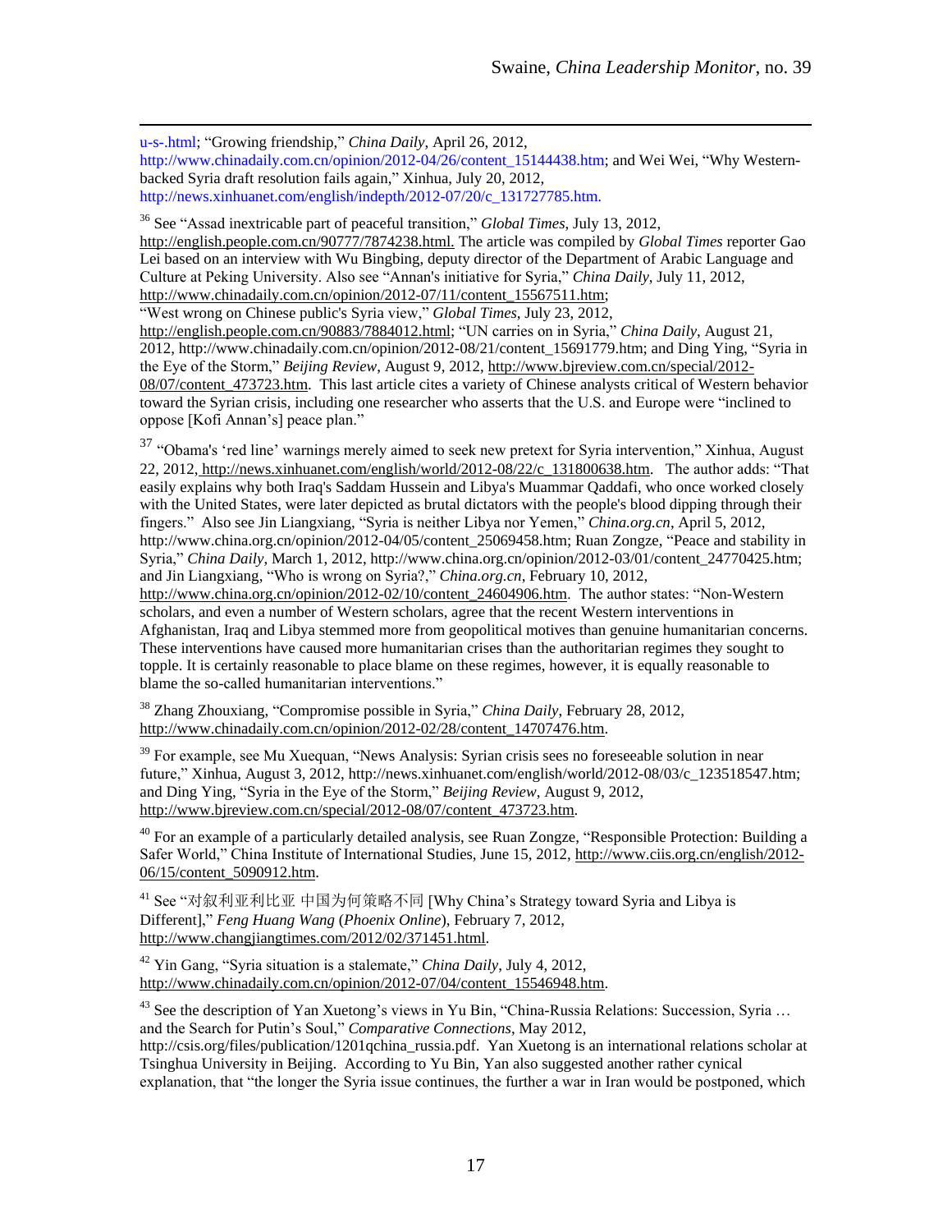u-s-.html; "Growing friendship," *China Daily*, April 26, 2012, http://www.chinadaily.com.cn/opinion/2012-04/26/content_15144438.htm; and Wei Wei, "Why Western-backed Syria draft resolution fails again," Xinhua, July 20, 2012, http://news.xinhuanet.com/english/indepth/2012-07/20/c_131727785.htm.

[36] See "Assad inextricable part of peaceful transition," *Global Times*, July 13, 2012, http://english.people.com.cn/90777/7874238.html. The article was compiled by *Global Times* reporter Gao Lei based on an interview with Wu Bingbing, deputy director of the Department of Arabic Language and Culture at Peking University. Also see "Annan's initiative for Syria," *China Daily*, July 11, 2012, http://www.chinadaily.com.cn/opinion/2012-07/11/content_15567511.htm; "West wrong on Chinese public's Syria view," *Global Times*, July 23, 2012, http://english.people.com.cn/90883/7884012.html; "UN carries on in Syria," *China Daily*, August 21, 2012, http://www.chinadaily.com.cn/opinion/2012-08/21/content_15691779.htm; and Ding Ying, "Syria in the Eye of the Storm," *Beijing Review*, August 9, 2012, http://www.bjreview.com.cn/special/2012-08/07/content_473723.htm. This last article cites a variety of Chinese analysts critical of Western behavior toward the Syrian crisis, including one researcher who asserts that the U.S. and Europe were "inclined to oppose [Kofi Annan's] peace plan."

[37] "Obama's 'red line' warnings merely aimed to seek new pretext for Syria intervention," Xinhua, August 22, 2012, http://news.xinhuanet.com/english/world/2012-08/22/c_131800638.htm. The author adds: "That easily explains why both Iraq's Saddam Hussein and Libya's Muammar Qaddafi, who once worked closely with the United States, were later depicted as brutal dictators with the people's blood dipping through their fingers." Also see Jin Liangxiang, "Syria is neither Libya nor Yemen," *China.org.cn*, April 5, 2012, http://www.china.org.cn/opinion/2012-04/05/content_25069458.htm; Ruan Zongze, "Peace and stability in Syria," *China Daily*, March 1, 2012, http://www.china.org.cn/opinion/2012-03/01/content_24770425.htm; and Jin Liangxiang, "Who is wrong on Syria?," *China.org.cn*, February 10, 2012, http://www.china.org.cn/opinion/2012-02/10/content_24604906.htm. The author states: "Non-Western scholars, and even a number of Western scholars, agree that the recent Western interventions in Afghanistan, Iraq and Libya stemmed more from geopolitical motives than genuine humanitarian concerns. These interventions have caused more humanitarian crises than the authoritarian regimes they sought to topple. It is certainly reasonable to place blame on these regimes, however, it is equally reasonable to blame the so-called humanitarian interventions."

[38] Zhang Zhouxiang, "Compromise possible in Syria," *China Daily*, February 28, 2012, http://www.chinadaily.com.cn/opinion/2012-02/28/content_14707476.htm.

[39] For example, see Mu Xuequan, "News Analysis: Syrian crisis sees no foreseeable solution in near future," Xinhua, August 3, 2012, http://news.xinhuanet.com/english/world/2012-08/03/c_123518547.htm; and Ding Ying, "Syria in the Eye of the Storm," *Beijing Review*, August 9, 2012, http://www.bjreview.com.cn/special/2012-08/07/content_473723.htm.

[40] For an example of a particularly detailed analysis, see Ruan Zongze, "Responsible Protection: Building a Safer World," China Institute of International Studies, June 15, 2012, http://www.ciis.org.cn/english/2012-06/15/content_5090912.htm.

[41] See "对叙利亚利比亚 中国为何策略不同 [Why China's Strategy toward Syria and Libya is Different]," *Feng Huang Wang* (*Phoenix Online*), February 7, 2012, http://www.changjiangtimes.com/2012/02/371451.html.

[42] Yin Gang, "Syria situation is a stalemate," *China Daily*, July 4, 2012, http://www.chinadaily.com.cn/opinion/2012-07/04/content_15546948.htm.

[43] See the description of Yan Xuetong's views in Yu Bin, "China-Russia Relations: Succession, Syria … and the Search for Putin's Soul," *Comparative Connections*, May 2012, http://csis.org/files/publication/1201qchina_russia.pdf. Yan Xuetong is an international relations scholar at Tsinghua University in Beijing. According to Yu Bin, Yan also suggested another rather cynical explanation, that "the longer the Syria issue continues, the further a war in Iran would be postponed, which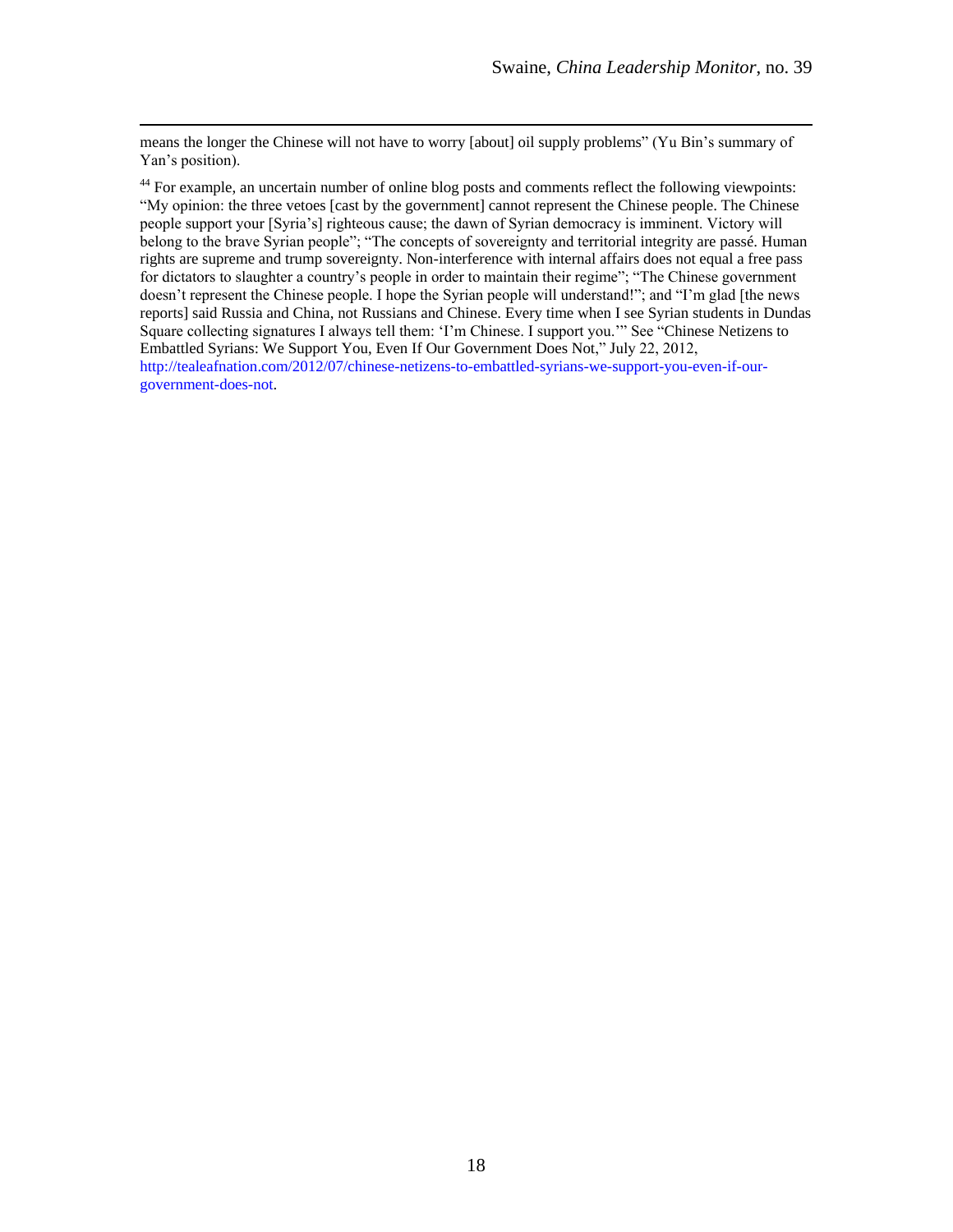means the longer the Chinese will not have to worry [about] oil supply problems" (Yu Bin's summary of Yan's position).

[44] For example, an uncertain number of online blog posts and comments reflect the following viewpoints: "My opinion: the three vetoes [cast by the government] cannot represent the Chinese people. The Chinese people support your [Syria's] righteous cause; the dawn of Syrian democracy is imminent. Victory will belong to the brave Syrian people"; "The concepts of sovereignty and territorial integrity are passé. Human rights are supreme and trump sovereignty. Non-interference with internal affairs does not equal a free pass for dictators to slaughter a country's people in order to maintain their regime"; "The Chinese government doesn't represent the Chinese people. I hope the Syrian people will understand!"; and "I'm glad [the news reports] said Russia and China, not Russians and Chinese. Every time when I see Syrian students in Dundas Square collecting signatures I always tell them: 'I'm Chinese. I support you.'" See "Chinese Netizens to Embattled Syrians: We Support You, Even If Our Government Does Not," July 22, 2012, http://tealeafnation.com/2012/07/chinese-netizens-to-embattled-syrians-we-support-you-even-if-our-government-does-not.